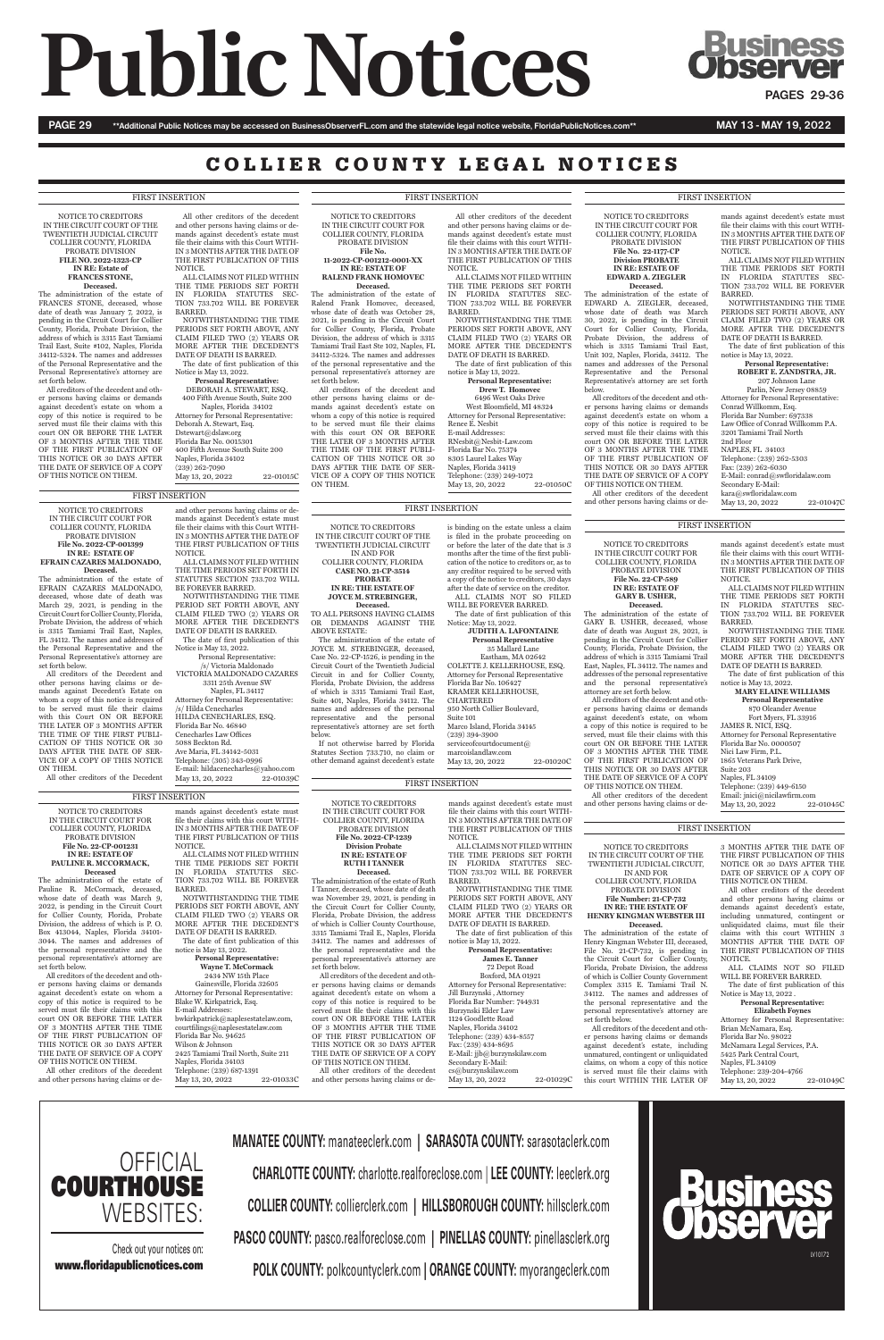# Public Notices

**Business Observer**

PAGES 29-36

**Additional Public Notices may be accessed on BusinessObserverFL.com and the statewide legal notice website, FloridaPublicNotices.com**

MAY 13 - MAY 19, 2022

## COLLIER COUNTY LEGAL NOTICES

FIRST INSERTION

NOTICE TO CREDITORS
IN THE CIRCUIT COURT OF THE TWENTIETH JUDICIAL CIRCUIT
COLLIER COUNTY, FLORIDA
PROBATE DIVISION
**FILE NO. 2022-1323-CP**
**IN RE: Estate of FRANCES STONE, Deceased.**

The administration of the estate of FRANCES STONE, deceased, whose date of death was January 7, 2022, is pending in the Circuit Court for Collier County, Florida, Probate Division, the address of which is 3315 East Tamiami Trail East, Suite #102, Naples, Florida 34112-5324. The names and addresses of the Personal Representative and the Personal Representative's attorney are set forth below.

All creditors of the decedent and other persons having claims or demands against decedent's estate on whom a copy of this notice is required to be served must file their claims with this court ON OR BEFORE THE LATER OF 3 MONTHS AFTER THE TIME OF THE FIRST PUBLICATION OF THIS NOTICE OR 30 DAYS AFTER THE DATE OF SERVICE OF A COPY OF THIS NOTICE ON THEM.

All other creditors of the decedent and other persons having claims or demands against decedent's estate must file their claims with this Court WITHIN 3 MONTHS AFTER THE DATE OF THE FIRST PUBLICATION OF THIS NOTICE.

ALL CLAIMS NOT FILED WITHIN THE TIME PERIODS SET FORTH IN FLORIDA STATUTES SECTION 733.702 WILL BE FOREVER BARRED.

NOTWITHSTANDING THE TIME PERIODS SET FORTH ABOVE, ANY CLAIM FILED TWO (2) YEARS OR MORE AFTER THE DECEDENT'S DATE OF DEATH IS BARRED.

The date of first publication of this Notice is May 13, 2022.

**Personal Representative:**
DEBORAH A. STEWART, ESQ.
400 Fifth Avenue South, Suite 200
Naples, Florida 34102
Attorney for Personal Representative:
Deborah A. Stewart, Esq.
Dstewart@dslaw.org
Florida Bar No. 0015301
400 Fifth Avenue South Suite 200
Naples, Florida 34102
(239) 262-7090
May 13, 20, 2022 22-01015C

FIRST INSERTION

NOTICE TO CREDITORS
IN THE CIRCUIT COURT FOR COLLIER COUNTY, FLORIDA
PROBATE DIVISION
**File No. 11-2022-CP-001212-0001-XX**
**IN RE: ESTATE OF RALEND FRANK HOMOVEC Deceased.**

The administration of the estate of Ralend Frank Homovec, deceased, whose date of death was October 28, 2021, is pending in the Circuit Court for Collier County, Florida, Probate Division, the address of which is 3315 Tamiami Trail East Ste 102, Naples, FL 34112-5324. The names and addresses of the personal representative and the personal representative's attorney are set forth below.

All creditors of the decedent and other persons having claims or demands against decedent's estate on whom a copy of this notice is required to be served must file their claims with this court ON OR BEFORE THE LATER OF 3 MONTHS AFTER THE TIME OF THE FIRST PUBLICATION OF THIS NOTICE OR 30 DAYS AFTER THE DATE OF SERVICE OF A COPY OF THIS NOTICE ON THEM.

All other creditors of the decedent and other persons having claims or demands against decedent's estate must file their claims with this court WITHIN 3 MONTHS AFTER THE DATE OF THE FIRST PUBLICATION OF THIS NOTICE.

ALL CLAIMS NOT FILED WITHIN THE TIME PERIODS SET FORTH IN FLORIDA STATUTES SECTION 733.702 WILL BE FOREVER BARRED.

NOTWITHSTANDING THE TIME PERIODS SET FORTH ABOVE, ANY CLAIM FILED TWO (2) YEARS OR MORE AFTER THE DECEDENT'S DATE OF DEATH IS BARRED.

The date of first publication of this notice is May 13, 2022.

**Personal Representative:**
**Drew T. Homovec**
6496 West Oaks Drive
West Bloomfield, MI 48324
Attorney for Personal Representative:
Renee E. Nesbit
E-mail Addresses:
RNesbit@Nesbit-Law.com
Florida Bar No. 75374
8305 Laurel Lakes Way
Naples, Florida 34119
Telephone: (239) 249-1072
May 13, 20, 2022 22-01050C

FIRST INSERTION

NOTICE TO CREDITORS
IN THE CIRCUIT COURT FOR COLLIER COUNTY, FLORIDA
PROBATE DIVISION
**File No. 22-1177-CP**
**Division PROBATE**
**IN RE: ESTATE OF EDWARD A. ZIEGLER Deceased.**

The administration of the estate of EDWARD A. ZIEGLER, deceased, whose date of death was March 30, 2022, is pending in the Circuit Court for Collier County, Florida, Probate Division, the address of which is 3315 Tamiami Trail East, Unit 102, Naples, Florida, 34112. The names and addresses of the Personal Representative and the Personal Representative's attorney are set forth below.

All creditors of the decedent and other persons having claims or demands against decedent's estate on whom a copy of this notice is required to be served must file their claims with this court ON OR BEFORE THE LATER OF 3 MONTHS AFTER THE TIME OF THE FIRST PUBLICATION OF THIS NOTICE OR 30 DAYS AFTER THE DATE OF SERVICE OF A COPY OF THIS NOTICE ON THEM.

All other creditors of the decedent and other persons having claims or demands against decedent's estate must file their claims with this court WITHIN 3 MONTHS AFTER THE DATE OF THE FIRST PUBLICATION OF THIS NOTICE.

ALL CLAIMS NOT FILED WITHIN THE TIME PERIODS SET FORTH IN FLORIDA STATUTES SECTION 733.702 WILL BE FOREVER BARRED.

NOTWITHSTANDING THE TIME PERIODS SET FORTH ABOVE, ANY CLAIM FILED TWO (2) YEARS OR MORE AFTER THE DECEDENT'S DATE OF DEATH IS BARRED.

The date of first publication of this notice is May 13, 2022.

**Personal Representative:**
**ROBERT E. ZANDSTRA, JR.**
207 Johnson Lane
Parlin, New Jersey 08859
Attorney for Personal Representative:
Conrad Willkomm, Esq.
Florida Bar Number: 697338
Law Office of Conrad Willkomm P.A.
3201 Tamiami Trail North
2nd Floor
NAPLES, FL 34103
Telephone: (239) 262-5303
Fax: (239) 262-6030
E-Mail: conrad@swfloridalaw.com
Secondary E-Mail:
kara@swfloridalaw.com
May 13, 20, 2022 22-01047C

FIRST INSERTION

NOTICE TO CREDITORS
IN THE CIRCUIT COURT FOR COLLIER COUNTY, FLORIDA
PROBATE DIVISION
**File No. 2022-CP-001399**
**IN RE: ESTATE OF EFRAIN CAZARES MALDONADO, Deceased.**

The administration of the estate of EFRAIN CAZARES MALDONADO, deceased, whose date of death was March 29, 2021, is pending in the Circuit Court for Collier County, Florida, Probate Division, the address of which is 3315 Tamiami Trail East, Naples, FL 34112. The names and addresses of the Personal Representative and the Personal Representative's attorney are set forth below.

All creditors of the Decedent and other persons having claims or demands against Decedent's Estate on whom a copy of this notice is required to be served must file their claims with this Court ON OR BEFORE THE LATER OF 3 MONTHS AFTER THE TIME OF THE FIRST PUBLICATION OF THIS NOTICE OR 30 DAYS AFTER THE DATE OF SERVICE OF A COPY OF THIS NOTICE ON THEM.

All other creditors of the Decedent and other persons having claims or demands against Decedent's Estate must file their claims with this Court WITHIN 3 MONTHS AFTER THE DATE OF THE FIRST PUBLICATION OF THIS NOTICE.

ALL CLAIMS NOT FILED WITHIN THE TIME PERIODS SET FORTH IN STATUTES SECTION 733.702 WILL BE FOREVER BARRED.

NOTWITHSTANDING THE TIME PERIOD SET FORTH ABOVE, ANY CLAIM FILED TWO (2) YEARS OR MORE AFTER THE DECEDENT'S DATE OF DEATH IS BARRED.

The date of first publication of this Notice is May 13, 2022.

Personal Representative:
/s/ Victoria Maldonado
VICTORIA MALDONADO CAZARES
3311 25th Avenue SW
Naples, FL 34117
Attorney for Personal Representative:
/s/ Hilda Cenecharles
HILDA CENECHARLES, ESQ.
Florida Bar No. 46840
Cenecharles Law Offices
5088 Beckton Rd.
Ave Maria, FL 34142-5031
Telephone: (305) 343-0996
E-mail: hildacenecharles@yahoo.com
May 13, 20, 2022 22-01039C

FIRST INSERTION

NOTICE TO CREDITORS
IN THE CIRCUIT COURT OF THE TWENTIETH JUDICIAL CIRCUIT IN AND FOR COLLIER COUNTY, FLORIDA
**CASE NO. 21-CP-3514**
**PROBATE**
**IN RE: THE ESTATE OF JOYCE M. STREBINGER, Deceased.**

TO ALL PERSONS HAVING CLAIMS OR DEMANDS AGAINST THE ABOVE ESTATE:

The administration of the estate of JOYCE M. STREBINGER, deceased, Case No. 22-CP-1526, is pending in the Circuit Court of the Twentieth Judicial Circuit in and for Collier County, Florida, Probate Division, the address of which is 3315 Tamiami Trail East, Suite 401, Naples, Florida 34112. The names and addresses of the personal representative and the personal representative's attorney are set forth below.

If not otherwise barred by Florida Statutes Section 733.710, no claim or other demand against decedent's estate is binding on the estate unless a claim is filed in the probate proceeding on or before the later of the date that is 3 months after the time of the first publication of the notice to creditors or, as to any creditor required to be served with a copy of the notice to creditors, 30 days after the date of service on the creditor.

ALL CLAIMS NOT SO FILED WILL BE FOREVER BARRED.

The date of first publication of this Notice: May 13, 2022.

**JUDITH A. LAFONTAINE**
**Personal Representative**
35 Mallard Lane
Eastham, MA 02642
COLETTE J. KELLERHOUSE, ESQ.
Attorney for Personal Representative
Florida Bar No. 106427
KRAMER KELLERHOUSE, CHARTERED
950 North Collier Boulevard, Suite 101
Marco Island, Florida 34145
(239) 394-3900
serviceofcourtdocument@marcoislandlaw.com
May 13, 20, 2022 22-01020C

FIRST INSERTION

NOTICE TO CREDITORS
IN THE CIRCUIT COURT FOR COLLIER COUNTY, FLORIDA
PROBATE DIVISION
**File No. 22-CP-589**
**IN RE: ESTATE OF GARY B. USHER, Deceased.**

The administration of the estate of GARY B. USHER, deceased, whose date of death was August 28, 2021, is pending in the Circuit Court for Collier County, Florida, Probate Division, the address of which is 3315 Tamiami Trail East, Naples, FL 34112. The names and addresses of the personal representative and the personal representative's attorney are set forth below.

All creditors of the decedent and other persons having claims or demands against decedent's estate, on whom a copy of this notice is required to be served, must file their claims with this court ON OR BEFORE THE LATER OF 3 MONTHS AFTER THE TIME OF THE FIRST PUBLICATION OF THIS NOTICE OR 30 DAYS AFTER THE DATE OF SERVICE OF A COPY OF THIS NOTICE ON THEM.

All other creditors of the decedent and other persons having claims or demands against decedent's estate must file their claims with this court WITHIN 3 MONTHS AFTER THE DATE OF THE FIRST PUBLICATION OF THIS NOTICE.

ALL CLAIMS NOT FILED WITHIN THE TIME PERIODS SET FORTH IN FLORIDA STATUTES SECTION 733.702 WILL BE FOREVER BARRED.

NOTWITHSTANDING THE TIME PERIOD SET FORTH ABOVE, ANY CLAIM FILED TWO (2) YEARS OR MORE AFTER THE DECEDENT'S DATE OF DEATH IS BARRED.

The date of first publication of this notice is May 13, 2022.

**MARY ELAINE WILLIAMS**
**Personal Representative**
870 Oleander Avenue
Fort Myers, FL 33916
JAMES R. NICI, ESQ.
Attorney for Personal Representative
Florida Bar No. 0000507
Nici Law Firm, P.L.
1865 Veterans Park Drive, Suite 203
Naples, FL 34109
Telephone: (239) 449-6150
Email: jnici@nicilawfirm.com
May 13, 20, 2022 22-01045C

FIRST INSERTION

NOTICE TO CREDITORS
IN THE CIRCUIT COURT FOR COLLIER COUNTY, FLORIDA
PROBATE DIVISION
**File No. 22-CP-001231**
**IN RE: ESTATE OF PAULINE R. MCCORMACK, Deceased**

The administration of the estate of Pauline R. McCormack, deceased, whose date of death was March 9, 2022, is pending in the Circuit Court for Collier County, Florida, Probate Division, the address of which is P. O. Box 413044, Naples, Florida 34101-3044. The names and addresses of the personal representative and the personal representative's attorney are set forth below.

All creditors of the decedent and other persons having claims or demands against decedent's estate on whom a copy of this notice is required to be served must file their claims with this court ON OR BEFORE THE LATER OF 3 MONTHS AFTER THE TIME OF THE FIRST PUBLICATION OF THIS NOTICE OR 30 DAYS AFTER THE DATE OF SERVICE OF A COPY OF THIS NOTICE ON THEM.

All other creditors of the decedent and other persons having claims or demands against decedent's estate must file their claims with this court WITHIN 3 MONTHS AFTER THE DATE OF THE FIRST PUBLICATION OF THIS NOTICE.

ALL CLAIMS NOT FILED WITHIN THE TIME PERIODS SET FORTH IN FLORIDA STATUTES SECTION 733.702 WILL BE FOREVER BARRED.

NOTWITHSTANDING THE TIME PERIODS SET FORTH ABOVE, ANY CLAIM FILED TWO (2) YEARS OR MORE AFTER THE DECEDENT'S DATE OF DEATH IS BARRED.

The date of first publication of this notice is May 13, 2022.

**Personal Representative:**
**Wayne T. McCormack**
2434 NW 15th Place
Gainesville, Florida 32605
Attorney for Personal Representative:
Blake W. Kirkpatrick, Esq.
E-mail Addresses:
bwkirkpatrick@naplesestatelaw.com,
courtfilings@naplesestatelaw.com
Florida Bar No. 94625
Wilson & Johnson
2425 Tamiami Trail North, Suite 211
Naples, Florida 34103
Telephone: (239) 687-1391
May 13, 20, 2022 22-01033C

FIRST INSERTION

NOTICE TO CREDITORS
IN THE CIRCUIT COURT FOR COLLIER COUNTY, FLORIDA
PROBATE DIVISION
**File No. 2022-CP-1239**
**Division Probate**
**IN RE: ESTATE OF RUTH I TANNER Deceased.**

The administration of the estate of Ruth I Tanner, deceased, whose date of death was November 29, 2021, is pending in the Circuit Court for Collier County, Florida, Probate Division, the address of which is Collier County Courthouse, 3315 Tamiami Trail E., Naples, Florida 34112. The names and addresses of the personal representative and the personal representative's attorney are set forth below.

All creditors of the decedent and other persons having claims or demands against decedent's estate on whom a copy of this notice is required to be served must file their claims with this court ON OR BEFORE THE LATER OF 3 MONTHS AFTER THE TIME OF THE FIRST PUBLICATION OF THIS NOTICE OR 30 DAYS AFTER THE DATE OF SERVICE OF A COPY OF THIS NOTICE ON THEM.

All other creditors of the decedent and other persons having claims or demands against decedent's estate must file their claims with this court WITHIN 3 MONTHS AFTER THE DATE OF THE FIRST PUBLICATION OF THIS NOTICE.

ALL CLAIMS NOT FILED WITHIN THE TIME PERIODS SET FORTH IN FLORIDA STATUTES SECTION 733.702 WILL BE FOREVER BARRED.

NOTWITHSTANDING THE TIME PERIODS SET FORTH ABOVE, ANY CLAIM FILED TWO (2) YEARS OR MORE AFTER THE DECEDENT'S DATE OF DEATH IS BARRED.

The date of first publication of this notice is May 13, 2022.

**Personal Representative:**
**James E. Tanner**
72 Depot Road
Boxford, MA 01921
Attorney for Personal Representative:
Jill Burzynski , Attorney
Florida Bar Number: 744931
Burzynski Elder Law
1124 Goodlette Road
Naples, Florida 34102
Telephone: (239) 434-8557
Fax: (239) 434-8695
E-Mail: jib@burzynskilaw.com
Secondary E-Mail:
cs@burzynskilaw.com
May 13, 20, 2022 22-01029C

FIRST INSERTION

NOTICE TO CREDITORS
IN THE CIRCUIT COURT OF THE TWENTIETH JUDICIAL CIRCUIT, IN AND FOR COLLIER COUNTY, FLORIDA
PROBATE DIVISION
**File Number: 21-CP-732**
**IN RE: THE ESTATE OF HENRY KINGMAN WEBSTER III Deceased.**

The administration of the estate of Henry Kingman Webster III, deceased, File No. 21-CP-732, is pending in the Circuit Court for Collier County, Florida, Probate Division, the address of which is Collier County Government Complex 3315 E. Tamiami Trail N. 34112. The names and addresses of the personal representative and the personal representative's attorney are set forth below.

All creditors of the decedent and other persons having claims or demands against decedent's estate, including unmatured, contingent or unliquidated claims, on whom a copy of this notice is served must file their claims with this court WITHIN THE LATER OF 3 MONTHS AFTER THE DATE OF THE FIRST PUBLICATION OF THIS NOTICE OR 30 DAYS AFTER THE DATE OF SERVICE OF A COPY OF THIS NOTICE ON THEM.

All other creditors of the decedent and other persons having claims or demands against decedent's estate, including unmatured, contingent or unliquidated claims, must file their claims with this court WITHIN 3 MONTHS AFTER THE DATE OF THE FIRST PUBLICATION OF THIS NOTICE.

ALL CLAIMS NOT SO FILED WILL BE FOREVER BARRED.

The date of first publication of this Notice is May 13, 2022 .

**Personal Representative:**
**Elizabeth Foynes**
Attorney for Personal Representative:
Brian McNamara, Esq.
Florida Bar No. 98022
McNamara Legal Services, P.A.
5425 Park Central Court,
Naples, FL 34109
Telephone: 239-204-4766
May 13, 20, 2022 22-01049C

OFFICIAL **COURTHOUSE** WEBSITES:

Check out your notices on: **www.floridapublicnotices.com**

**MANATEE COUNTY:** manateeclerk.com | **SARASOTA COUNTY:** sarasotaclerk.com

**CHARLOTTE COUNTY:** charlotte.realforeclose.com | **LEE COUNTY:** leeclerk.org

**COLLIER COUNTY:** collierclerk.com | **HILLSBOROUGH COUNTY:** hillsclerk.com

**PASCO COUNTY:** pasco.realforeclose.com | **PINELLAS COUNTY:** pinellasclerk.org

**POLK COUNTY:** polkcountyclerk.com | **ORANGE COUNTY:** myorangeclerk.com

**Business Observer**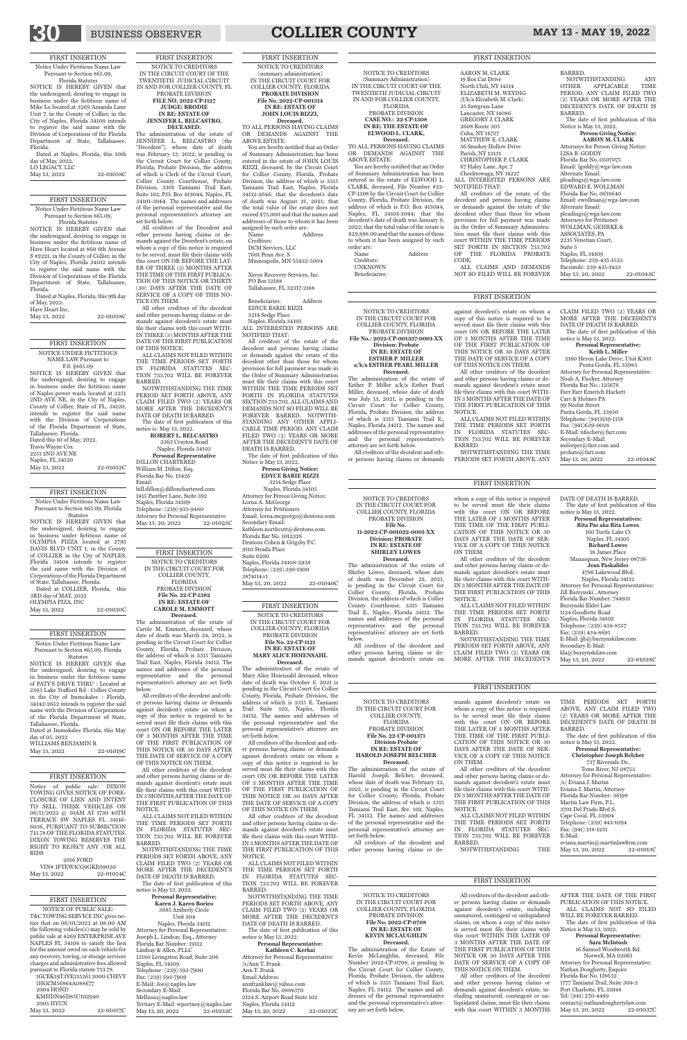FIRST INSERTION

Notice Under Fictitious Name Law Pursuant to Section 865.09, Florida Statutes

NOTICE IS HEREBY GIVEN that the undersigned, desiring to engage in business under the fictitious name of Mike Lo located at 3269 Amanda Lane Unit 7, in the County of Collier, in the City of Naples, Florida 34109 intends to register the said name with the Division of Corporations of the Florida Department of State, Tallahassee, Florida.

Dated at Naples, Florida, this 10th day of May, 2022.

LO LEGACY, LLC

May 13, 2022 22-01058C

FIRST INSERTION

Notice Under Fictitious Name Law Pursuant to Section 865.09, Florida Statutes

NOTICE IS HEREBY GIVEN that the undersigned, desiring to engage in business under the fictitious name of Have Heart located at 860 6th Avenue S #2221, in the County of Collier, in the City of Naples, Florida 34102 intends to register the said name with the Division of Corporations of the Florida Department of State, Tallahassee, Florida.

Dated at Naples, Florida, this 9th day of May, 2022.

Have Heart Inc.

May 13, 2022 22-01038C

FIRST INSERTION

NOTICE UNDER FICTITIOUS NAME LAW Pursuant to F.S. §865.09

NOTICE IS HEREBY GIVEN that the undersigned, desiring to engage in business under the fictitious name of Naples power wash, located at 2251 2ND AVE NE, in the City of Naples, County of Collier, State of FL, 34120, intends to register the said name with the Division of Corporations of the Florida Department of State, Tallahassee, Florida.

Dated this 10 of May, 2022.

Travis Wayne Cox

2251 2ND AVE NE

Naples, FL 34120

May 13, 2022 22-01052C

FIRST INSERTION

Notice Under Fictitious Name Law Pursuant to Section 865.09, Florida Statutes

NOTICE IS HEREBY GIVEN that the undersigned, desiring to engage in business under fictitious name of OLYMPIA PIZZA located at 2795 DAVIS BLVD UNIT 1, in the County of COLLIER in the City of NAPLES, Florida 34104 intends to register the said name with the Division of Corporations of the Florida Department of State, Tallahassee, Florida.

Dated at COLLIER, Florida, this 3RD day of MAY, 2022

OLYMPIA PIZA, INC

May 13, 2022 22-01030C

FIRST INSERTION

Notice Under Fictitious Name Law Pursuant to Section 865.09, Florida Statutes

NOTICE IS HEREBY GIVEN that the undersigned, desiring to engage in business under the fictitious name of PATY'S DRIVE THRU : Located at 2393 Lake Trafford Rd : Collier County in the City of Immokalee : Florida, 34142-2652 intends to register the said name with the Division of Corporations of the Florida Department of State, Tallahassee, Florida.

Dated at Immokalee Florida, this May day of 05, 2022

WILLIAMS BENJAMIN R

May 13, 2022 22-01019C

FIRST INSERTION

Notice of public sale: DIXON TOWING GIVES NOTICE OF FORECLOSURE OF LIEN AND INTENT TO SELL THESE VEHICLES ON 06/11/2022 @ 10AM AT 1730 40TH TERRACE SW NAPLES FL 34116-6036, PURSUANT TO SUBSECTION 713.78 OF THE FLORIDA STATUTES. DIXON TOWING RESERVES THE RIGHT TO REJECT ANY /OR ALL BIDS

2016 FORD

VIN# 1FTEW1CG9GKE09020

May 13, 2022 22-01054C

FIRST INSERTION

NOTICE OF PUBLIC SALE:

T&C TOWING SERVICE INC gives notice that on 06/01/2022 at 08:00 AM the following vehicles(s) may be sold by public sale at 4269 ENTERPRISE AVE NAPLES FL 34104 to satisfy the lien for the amount owed on each vehicle for any recovery, towing, or storage services charges and administrative fees allowed pursuant to Florida statute 713.78.

1GCEK19T3YE215261 2000 CHEVY

1HGCM56864A088677

2004 HOND

KMHDN46D85U102940

2005 HYUN

May 13, 2022 22-01057C

FIRST INSERTION

NOTICE TO CREDITORS
IN THE CIRCUIT COURT OF THE TWENTIETH JUDICIAL CIRCUIT IN AND FOR COLLIER COUNTY, FL
PROBATE DIVISION
**FILE NO. 2022-CP-1127**
**JUDGE: BRODIE**
**IN RE: ESTATE OF JENNIFER L. BELCASTRO, DECEASED.**

The administration of the estate of JENNIFER L. BELCASTRO (the "Decedent"), whose date of death was February 13, 2022, is pending in the Circuit Court for Collier County, Florida, Probate Division, the address of which is Clerk of the Circuit Court, Collier County Courthouse, Probate Division, 3301 Tamiami Trail East, Suite 102, P.O. Box 413044, Naples, FL 34101-3044. The names and addresses of the personal representative and the personal representative's attorney are set forth below.

All creditors of the Decedent and other persons having claims or demands against the Decedent's estate, on whom a copy of this notice is required to be served, must file their claims with this court ON OR BEFORE THE LATER OF THREE (3) MONTHS AFTER THE TIME OF THE FIRST PUBLICATION OF THIS NOTICE OR THIRTY (30) DAYS AFTER THE DATE OF SERVICE OF A COPY OF THIS NOTICE ON THEM.

All other creditors of the decedent and other persons having claims or demands against decedent's estate must file their claims with this court WITHIN THREE (3) MONTHS AFTER THE DATE OF THE FIRST PUBLICATION OF THIS NOTICE.

ALL CLAIMS NOT FILED WITHIN THE TIME PERIODS SET FORTH IN FLORIDA STATUTES SECTION 733.702 WILL BE FOREVER BARRED.

NOTWITHSTANDING THE TIME PERIOD SET FORTH ABOVE, ANY CLAIM FILED TWO (2) YEARS OR MORE AFTER THE DECEDENT'S DATE OF DEATH IS BARRED.

The date of first publication of this notice is: May 13, 2022.

**ROBERT L. BELCASTRO**
2363 Crayton Road
Naples, Florida 34103
**Personal Representative**

DILLON CHARTERED
William M. Dillon, Esq.
Florida Bar No. 13426
Email: bill.dillon@dillonchartered.com
1415 Panther Lane, Suite 392
Naples, Florida 34109
Telephone: (239) 935-9480
Attorney for Personal Representative
May 13, 20, 2022 22-01023C

FIRST INSERTION

NOTICE TO CREDITORS
IN THE CIRCUIT COURT FOR COLLIER COUNTY, FLORIDA
PROBATE DIVISION
**File No. 22-CP-1382**
**IN RE: ESTATE OF CAROLE M. EMMOTT Deceased.**

The administration of the estate of Carole M. Emmott, deceased, whose date of death was March 24, 2022, is pending in the Circuit Court for Collier County, Florida, Probate Division, the address of which is 3315 Tamiami Trail East, Naples, Florida 34112. The names and addresses of the personal representative and the personal representative's attorney are set forth below.

All creditors of the decedent and other persons having claims or demands against decedent's estate on whom a copy of this notice is required to be served must file their claims with this court ON OR BEFORE THE LATER OF 3 MONTHS AFTER THE TIME OF THE FIRST PUBLICATION OF THIS NOTICE OR 30 DAYS AFTER THE DATE OF SERVICE OF A COPY OF THIS NOTICE ON THEM.

All other creditors of the decedent and other persons having claims or demands against decedent's estate must file their claims with this court WITHIN 3 MONTHS AFTER THE DATE OF THE FIRST PUBLICATION OF THIS NOTICE.

ALL CLAIMS NOT FILED WITHIN THE TIME PERIODS SET FORTH IN FLORIDA STATUTES SECTION 733.702 WILL BE FOREVER BARRED.

NOTWITHSTANDING THE TIME PERIODS SET FORTH ABOVE, ANY CLAIM FILED TWO (2) YEARS OR MORE AFTER THE DECEDENT'S DATE OF DEATH IS BARRED.

The date of first publication of this notice is May 13, 2022.

**Personal Representative:**
**Karen J. Karen Borico**
3685 Amberly Circle
Unit 304
Naples, Florida 34112

Attorney for Personal Representative:
Joseph L. Lindsay, Esq., Attorney
Florida Bar Number: 19112
Lindsay & Allen, PLLC
13180 Livingston Road, Suite 206
Naples, FL 34109
Telephone: (239) 593-7900
Fax: (239) 593-7909
E-Mail: Joe@naples.law
Secondary E-Mail: Mellissa@naples.law
Tertiary E-Mail: wportnoy@naples.law
May 13, 20, 2022 22-01032C

FIRST INSERTION

NOTICE TO CREDITORS
(summary administration)
IN THE CIRCUIT COURT FOR COLLIER COUNTY, FLORIDA
**PROBATE DIVISION**
**File No. 2022-CP-001314**
**IN RE: ESTATE OF JOHN LOUIS RIZZI, Deceased.**

TO ALL PERSONS HAVING CLAIMS OR DEMANDS AGAINST THE ABOVE ESTATE:

You are hereby notified that an Order of Summary Administration has been entered in the estate of JOHN LOUIS RIZZI, deceased, by the Circuit Court for Collier County, Florida, Probate Division, the address of which is 3315 Tamiami Trail East, Naples, Florida 34112-2646; that the decedent's date of death was August 21, 2021; that the total value of the estate does not exceed $75,000 and that the names and addresses of those to whom it has been assigned by such order are:

Name Address
Creditors:
DCM Services, LLC
7601 Penn Ave. S
Minneapolis, MN 55423-5004

Xerox Recovery Services, Inc.
PO Box 12188
Tallahassee, FL 32317-2188

Beneficiaries: Address
EDYCE BARIE RIZZI
3214 Sedge Place
Naples, Florida 34105

ALL INTERESTED PERSONS ARE NOTIFIED THAT:

All creditors of the estate of the decedent and persons having claims or demands against the estate of the decedent other than those for whom provision for full payment was made in the Order of Summary Administration must file their claims with this court WITHIN THE TIME PERIODS SET FORTH IN FLORIDA STATUTES SECTION 733.702. ALL CLAIMS AND DEMANDS NOT SO FILED WILL BE FOREVER BARRED. NOTWITHSTANDING ANY OTHER APPLICABLE TIME PERIOD, ANY CLAIM FILED TWO (2) YEARS OR MORE AFTER THE DECEDENT'S DATE OF DEATH IS BARRED.

The date of first publication of this Notice is May 13, 2022.

**Person Giving Notice:**
**EDYCE BARIE RIZZI**
3214 Sedge Place
Naples, Florida 34105

Attorney for Person Giving Notice:
Lorna A. McGeorge
Attorney for Petitioners
Email: lorna.mcgeorge@dentons.com
Secondary Email: kathleen.northcutt@dentons.com
Florida Bar No. 1012328
Dentons Cohen & Grigsby P.C.
9110 Strada Place
Suite 6200
Naples, Florida 34108-2938
Telephone: (239) 390-1900
3874114.v1
May 13, 20, 2022 22-01040C

FIRST INSERTION

NOTICE TO CREDITORS
IN THE CIRCUIT COURT FOR COLLIER COUNTY, FLORIDA
PROBATE DIVISION
**File No. 22-CP-1121**
**IN RE: ESTATE OF MARY ALICE HOIENSAHL Deceased.**

The administration of the estate of Mary Alice Hoiensahl deceased, whose date of death was October 6, 2021 is pending in the Circuit Court for Collier County, Florida, Probate Division, the address of which is 3315 E. Tamiami Trail Suite 102, Naples, Florida 34112. The names and addresses of the personal representative and the personal representative's attorney are set forth below.

All creditors of the decedent and other persons having claims or demands against decedent's estate on whom a copy of this notice is required to be served must file their claims with this court ON OR BEFORE THE LATER OF 3 MONTHS AFTER THE TIME OF THE FIRST PUBLICATION OF THIS NOTICE OR 30 DAYS AFTER THE DATE OF SERVICE OF A COPY OF THIS NOTICE ON THEM.

All other creditors of the decedent and other persons having claims or demands against decedent's estate must file their claims with this court WITHIN 3 MONTHS AFTER THE DATE OF THE FIRST PUBLICATION OF THIS NOTICE.

ALL CLAIMS NOT FILED WITHIN THE TIME PERIODS SET FORTH IN FLORIDA STATUTES SECTION 733.702 WILL BE FOREVER BARRED.

NOTWITHSTANDING THE TIME PERIODS SET FORTH ABOVE, ANY CLAIM FILED TWO (2) YEARS OR MORE AFTER THE DECEDENT'S DATE OF DEATH IS BARRED.

The date of first publication of this notice is May 13, 2022.

**Personal Representative:**
**Kathleen C. Kerkai**

Attorney for Personal Representative:
/s/Ann T. Frank
Ann T. Frank
Email Address: annfranklaw@yahoo.com
Florida Bar No. 0888370
2124 S. Airport Road Suite 102
Naples, Florida 34112
May 13, 20, 2022 22-01022C

FIRST INSERTION

NOTICE TO CREDITORS
(Summary Administration)
IN THE CIRCUIT COURT OF THE TWENTIETH JUDICIAL CIRCUIT IN AND FOR COLLIER COUNTY, FLORIDA
PROBATE DIVISION
**CASE NO.: 22-CP-1308**
**IN RE: THE ESTATE OF ELWOOD L. CLARK, Deceased.**

TO ALL PERSONS HAVING CLAIMS OR DEMANDS AGAINST THE ABOVE ESTATE:

You are hereby notified that an Order of Summary Administration has been entered in the estate of ELWOOD L. CLARK, deceased, File Number #22-CP-1308 by the Circuit Court for Collier County, Florida, Probate Division, the address of which is P.O. Box 413044, Naples, FL 34101-3044; that the decedent's date of death was January 9, 2022; that the total value of the estate is $29,898.00 and that the names of those to whom it has been assigned by such order are:

Name Address
Creditors:
UNKNOWN
Beneficiaries:
AARON M. CLARK
19 Box Car Drive
North Chili, NY 14514
ELIZABETH M. WEYDIG (f/k/a Elizabeth M. Clark)
25 Sawgrass Lane
Lancaster, NY 14086
GREGORY J. CLARK
2608 Route 305
Cuba, NY 14727
MATTHEW E. CLARK
56 Smokey Hollow Drive
Parish, NY 13131
CHRISTOPHER P. CLARK
67 Haley Lane, Apt. 7
Cheektowaga, NY 14227

ALL INTERESTED PERSONS ARE NOTIFIED THAT:

All creditors of the estate of the decedent and persons having claims or demands against the estate of the decedent other than those for whom provision for full payment was made in the Order of Summary Administration must file their claims with this court WITHIN THE TIME PERIODS SET FORTH IN SECTION 733.702 OF THE FLORIDA PROBATE CODE.

ALL CLAIMS AND DEMANDS NOT SO FILED WILL BE FOREVER BARRED.

NOTWITHSTANDING ANY OTHER APPLICABLE TIME PERIOD, ANY CLAIM FILED TWO (2) YEARS OR MORE AFTER THE DECEDENT'S DATE OF DEATH IS BARRED.

The date of first publication of this Notice is May 13, 2022.

**Person Giving Notice:**
**AARON M. CLARK**

Attorneys for Person Giving Notice:
LISA B. GODDY
Florida Bar No. 0507075
Email: lgoddy@wga-law.com
Alternate Email: pleadings@wga-law.com
EDWARD E. WOLLMAN
Florida Bar No. 0618640
Email: ewollman@wga-law.com
Alternate Email: pleadings@wga-law.com
Attorneys for Petitioner
WOLLMAN, GEHRKE & ASSOCIATES, PA
2235 Venetian Court, Suite 5
Naples, FL 34109
Telephone: 239-435-1533
Facsimile: 239-435-1433
May 13, 20, 2022 22-01043C

FIRST INSERTION

NOTICE TO CREDITORS
IN THE CIRCUIT COURT FOR COLLIER COUNTY, FLORIDA
PROBATE DIVISION
**File No.: 2022-CP-001337-0001-XX**
**Division: Probate**
**IN RE: ESTATE OF ESTHER P. MILLER a/k/a ESTHER PEARL MILLER Deceased.**

The administration of the estate of Esther P. Miller a/k/a Esther Pearl Miller, deceased, whose date of death was July 13, 2021, is pending in the Circuit Court for Collier County, Florida, Probate Division, the address of which is 3315 Tamiami Trail E., Naples, Florida 34112. The names and addresses of the personal representative and the personal representative's attorney are set forth below.

All creditors of the decedent and other persons having claims or demands against decedent's estate on whom a copy of this notice is required to be served must file their claims with this court ON OR BEFORE THE LATER OF 3 MONTHS AFTER THE TIME OF THE FIRST PUBLICATION OF THIS NOTICE OR 30 DAYS AFTER THE DATE OF SERVICE OF A COPY OF THIS NOTICE ON THEM.

All other creditors of the decedent and other persons having claims or demands against decedent's estate must file their claims with this court WITHIN 3 MONTHS AFTER THE DATE OF THE FIRST PUBLICATION OF THIS NOTICE.

ALL CLAIMS NOT FILED WITHIN THE TIME PERIODS SET FORTH IN FLORIDA STATUTES SECTION 733.702 WILL BE FOREVER BARRED.

NOTWITHSTANDING THE TIME PERIODS SET FORTH ABOVE, ANY CLAIM FILED TWO (2) YEARS OR MORE AFTER THE DECEDENT'S DATE OF DEATH IS BARRED.

The date of first publication of this notice is May 13, 2022.

**Personal Representative:**
**Keith L. Miller**
2180 Heron Lake Drive; Unit K303
Punta Gorda, FL 33983

Attorney for Personal Representative:
Noah A. Fischer, Attorney
Florida Bar No.: 125676
Farr Farr Emerich Hackett Carr & Holmes PA
99 Nesbit Street
Punta Gorda, FL 33950
Telephone: (941)639-1158
Fax: (941)639-0028
E-Mail: nfischer@farr.com
Secondary E-Mail: msleeper@farr.com and probate@farr.com
May 13, 20, 2022 22-01044C

FIRST INSERTION

NOTICE TO CREDITORS
IN THE CIRCUIT COURT FOR COLLIER COUNTY, FLORIDA
PROBATE DIVISION
**File No. 11-2022-CP-001022-0001-XX**
**Division: PROBATE**
**IN RE: ESTATE OF SHIRLEY LOWES Deceased.**

The administration of the estate of Shirley Lowes, deceased, whose date of death was December 22, 2021, is pending in the Circuit Court for Collier County, Florida, Probate Division, the address of which is Collier County Courthouse, 3315 Tamiami Trail E., Naples, FL 34112. The names and addresses of the personal representatives and the personal representatives' attorney are set forth below.

All creditors of the decedent and other persons having claims or demands against decedent's estate on whom a copy of this notice is required to be served must file their claims with this court ON OR BEFORE THE LATER OF 3 MONTHS AFTER THE TIME OF THE FIRST PUBLICATION OF THIS NOTICE OR 30 DAYS AFTER THE DATE OF SERVICE OF A COPY OF THIS NOTICE ON THEM.

All other creditors of the decedent and other persons having claims or demands against decedent's estate must file their claims with this court WITHIN 3 MONTHS AFTER THE DATE OF THE FIRST PUBLICATION OF THIS NOTICE.

ALL CLAIMS NOT FILED WITHIN THE TIME PERIODS SET FORTH IN FLORIDA STATUTES SECTION 733.702 WILL BE FOREVER BARRED.

NOTWITHSTANDING THE TIME PERIODS SET FORTH ABOVE, ANY CLAIM FILED TWO (2) YEARS OR MORE AFTER THE DECEDENT'S DATE OF DEATH IS BARRED.

The date of first publication of this notice is May 13, 2022.

**Personal Representatives:**
**Rita Paz aka Rita Lowes**
160 Turtle Lake Ct
Naples, FL 34105
**Richard Lowes**
18 James Place
Manasquan, New Jersey 08736
**Jean Paskalides**
4786 Lakewood Blvd.
Naples, Florida 34112

Attorney for Personal Representatives:
Jill Burzynski , Attorney
Florida Bar Number: 744931
Burzynski Elder Law
1124 Goodlette Road
Naples, Florida 34102
Telephone: (239) 434-8557
Fax: (239) 434-8695
E-Mail: jlb@burzynskilaw.com
Secondary E-Mail: kla@burzynskilaw.com
May 13, 20, 2022 22-01028C

FIRST INSERTION

NOTICE TO CREDITORS
IN THE CIRCUIT COURT FOR COLLIER COUNTY, FLORIDA
PROBATE DIVISION
**File No. 22-CP-001371**
**Division Probate**
**IN RE: ESTATE OF HAROLD JOSEPH BELCHER Deceased.**

The administration of the estate of Harold Joseph Belcher, deceased, whose date of death was February 22, 2022, is pending in the Circuit Court for Collier County, Florida, Probate Division, the address of which is 3315 Tamiami Trail East, Ste. 102, Naples, FL 34112. The names and addresses of the personal representative and the personal representative's attorney are set forth below.

All creditors of the decedent and other persons having claims or demands against decedent's estate on whom a copy of this notice is required to be served must file their claims with this court ON OR BEFORE THE LATER OF 3 MONTHS AFTER THE TIME OF THE FIRST PUBLICATION OF THIS NOTICE OR 30 DAYS AFTER THE DATE OF SERVICE OF A COPY OF THIS NOTICE ON THEM.

All other creditors of the decedent and other persons having claims or demands against decedent's estate must file their claims with this court WITHIN 3 MONTHS AFTER THE DATE OF THE FIRST PUBLICATION OF THIS NOTICE.

ALL CLAIMS NOT FILED WITHIN THE TIME PERIODS SET FORTH IN FLORIDA STATUTES SECTION 733.702 WILL BE FOREVER BARRED.

NOTWITHSTANDING THE TIME PERIODS SET FORTH ABOVE, ANY CLAIM FILED TWO (2) YEARS OR MORE AFTER THE DECEDENT'S DATE OF DEATH IS BARRED.

The date of first publication of this notice is May 13, 2022.

**Personal Representative:**
**Christopher Joseph Belcher**
737 Riverside Dr.,
Toms River, NJ 08753

Attorney for Personal Representative:
/s/ Eviana J. Martin
Eviana J. Martin, Attorney
Florida Bar Number: 36198
Martin Law Firm, P.L.
3701 Del Prado Blvd S.
Cape Coral, FL 33904
Telephone: (239) 443-1094
Fax: (941) 218-1231
E-Mail: eviana.martin@martinlawfirm.com
May 13, 20, 2022 22-01013C

FIRST INSERTION

NOTICE TO CREDITORS
IN THE CIRCUIT COURT FOR COLLIER COUNTY, FLORIDA
PROBATE DIVISION
**File No. 2022-CP-0708**
**IN RE: ESTATE OF KEVIN MCLAUGHLIN Deceased.**

The administration of the Estate of Kevin McLaughlin, deceased, File Number 2022-CP-0708, is pending in the Circuit Court for Collier County, Florida, Probate Division, the address of which is 3315 Tamiami Trail East, Naples, FL 34112. The names and addresses of the personal representative and the personal representative's attorney are set forth below.

All creditors of the decedent and other persons having claims or demands against decedent's estate, including unmatured, contingent or unliquidated claims, on whom a copy of this notice is served must file their claims with this court WITHIN THE LATER OF 3 MONTHS AFTER THE DATE OF THE FIRST PUBLICATION OF THIS NOTICE OR 30 DAYS AFTER THE DATE OF SERVICE OF A COPY OF THIS NOTICE ON THEM.

All other creditors of the decedent and other persons having claims or demands against decedent's estate, including unmatured, contingent or unliquidated claims, must file their claims with this court WITHIN 3 MONTHS AFTER THE DATE OF THE FIRST PUBLICATION OF THIS NOTICE.

ALL CLAIMS NOT SO FILED WILL BE FOREVER BARRED.

The date of first publication of this Notice is May 13, 2022.

**Personal Representative:**
**Sara McIntosh**
16 Samuel Woodworth Rd.
Norwell, MA 02061

Attorney for Personal Representative:
Nathan Dougherty, Esquire
Florida Bar No. 118632
1777 Tamiami Trail, Suite 304-2
Port Charlotte, FL 33948
Tel: (941) 270-4489
contact@nathandoughertylaw.com
May 13, 20, 2022 22-01037C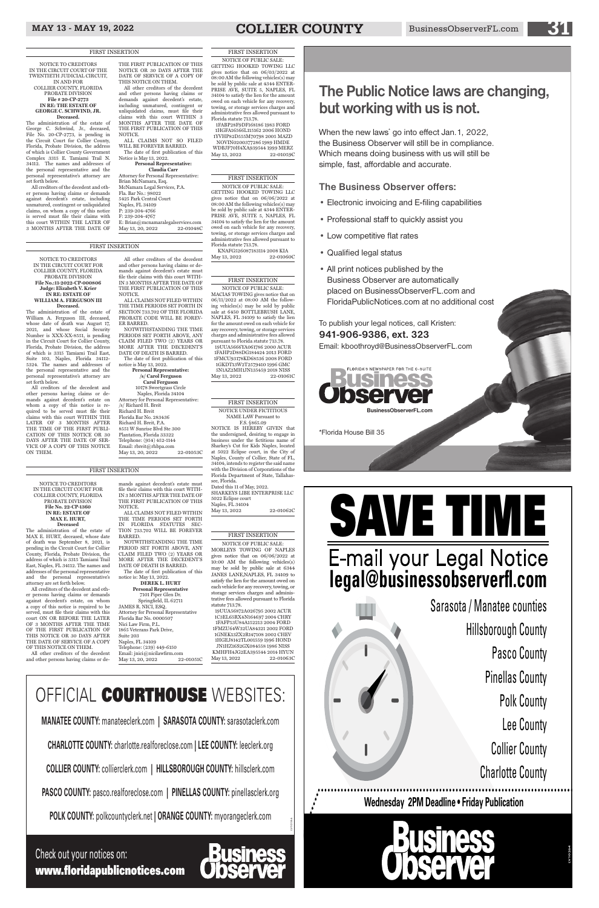FIRST INSERTION

NOTICE TO CREDITORS
IN THE CIRCUIT COURT OF THE TWENTIETH JUDICIAL CIRCUIT, IN AND FOR COLLIER COUNTY, FLORIDA PROBATE DIVISION
File # 20-CP-2773
IN RE: THE ESTATE OF GEORGE C. SCHWIND, JR.
Deceased.

The administration of the estate of George C. Schwind, Jr., deceased, File No. 20-CP-2773, is pending in the Circuit Court for Collier County, Florida, Probate Division, the address of which is Collier County Government Complex 3315 E. Tamiami Trail N. 34112. The names and addresses of the personal representative and the personal representative's attorney are set forth below.

All creditors of the decedent and other persons having claims or demands against decedent's estate, including unmatured, contingent or unliquidated claims, on whom a copy of this notice is served must file their claims with this court WITHIN THE LATER OF 3 MONTHS AFTER THE DATE OF THE FIRST PUBLICATION OF THIS NOTICE OR 30 DAYS AFTER THE DATE OF SERVICE OF A COPY OF THIS NOTICE ON THEM.

All other creditors of the decedent and other persons having claims or demands against decedent's estate, including unmatured, contingent or unliquidated claims, must file their claims with this court WITHIN 3 MONTHS AFTER THE DATE OF THE FIRST PUBLICATION OF THIS NOTICE.

ALL CLAIMS NOT SO FILED WILL BE FOREVER BARRED.

The date of first publication of this Notice is May 13, 2022.

**Personal Representative:**
**Claudia Carr**

Attorney for Personal Representative:
Brian McNamara, Esq.
McNamara Legal Services, P.A.
Fla. Bar No.: 98022
5425 Park Central Court
Naples, FL 34109
P: 239-204-4766
F: 239-204-4767
E: Brian@mcnamaralegalservices.com
May 13, 20, 2022 22-01048C

FIRST INSERTION

NOTICE TO CREDITORS
IN THE CIRCUIT COURT FOR COLLIER COUNTY, FLORIDA PROBATE DIVISION
File No.:11-2022-CP-000806
Judge: Elizabeth V. Krier
IN RE: ESTATE OF WILLIAM A. FERGUSON III
Deceased.

The administration of the estate of William A. Ferguson III, deceased, whose date of death was August 17, 2021, and whose Social Security Number is XXX-XX-8551, is pending in the Circuit Court for Collier County, Florida, Probate Division, the address of which is 3315 Tamiami Trail East, Suite 102, Naples, Florida 34112-5324. The names and addresses of the personal representative and the personal representative's attorney are set forth below.

All creditors of the decedent and other persons having claims or demands against decedent's estate on whom a copy of this notice is required to be served must file their claims with this court WITHIN THE LATER OF 3 MONTHS AFTER THE TIME OF THE FIRST PUBLICATION OF THIS NOTICE OR 30 DAYS AFTER THE DATE OF SERVICE OF A COPY OF THIS NOTICE ON THEM.

All other creditors of the decedent and other persons having claims or demands against decedent's estate must file their claims with this court WITHIN 3 MONTHS AFTER THE DATE OF THE FIRST PUBLICATION OF THIS NOTICE.

ALL CLAIMS NOT FILED WITHIN THE TIME PERIODS SET FORTH IN SECTION 733.702 OF THE FLORIDA PROBATE CODE WILL BE FOREVER BARRED.

NOTWITHSTANDING THE TIME PERIODS SET FORTH ABOVE, ANY CLAIM FILED TWO (2) YEARS OR MORE AFTER THE DECEDENT'S DATE OF DEATH IS BARRED.

The date of first publication of this notice is May 13, 2022.

**Personal Representative:**
**/s/ Carol Ferguson**
**Carol Ferguson**
10178 Sweetgrass Circle
Naples, Florida 34104

Attorney for Personal Representative:
/s/ Richard H. Breit
Richard H. Breit
Florida Bar No. 283436
Richard H. Breit, P.A.
8551 W Sunrise Blvd Ste 300
Plantation, Florida 33322
Telephone: (954) 452-1144
Email: rbreit@rhbpa.com
May 13, 20, 2022 22-01053C

FIRST INSERTION

NOTICE TO CREDITORS
IN THE CIRCUIT COURT FOR COLLIER COUNTY, FLORIDA PROBATE DIVISION
File No. 22-CP-1360
IN RE: ESTATE OF MAX E. HURT,
Deceased

The administration of the estate of MAX E. HURT, deceased, whose date of death was September 8, 2021, is pending in the Circuit Court for Collier County, Florida, Probate Division, the address of which is 3315 Tamiami Trail East, Naples, FL 34112. The names and addresses of the personal representative and the personal representative's attorney are set forth below.

All creditors of the decedent and other persons having claims or demands against decedent's estate, on whom a copy of this notice is required to be served, must file their claims with this court ON OR BEFORE THE LATER OF 3 MONTHS AFTER THE TIME OF THE FIRST PUBLICATION OF THIS NOTICE OR 30 DAYS AFTER THE DATE OF SERVICE OF A COPY OF THIS NOTICE ON THEM.

All other creditors of the decedent and other persons having claims or demands against decedent's estate must file their claims with this court WITHIN 3 MONTHS AFTER THE DATE OF THE FIRST PUBLICATION OF THIS NOTICE.

ALL CLAIMS NOT FILED WITHIN THE TIME PERIODS SET FORTH IN FLORIDA STATUTES SECTION 733.702 WILL BE FOREVER BARRED.

NOTWITHSTANDING THE TIME PERIOD SET FORTH ABOVE, ANY CLAIM FILED TWO (2) YEARS OR MORE AFTER THE DECEDENT'S DATE OF DEATH IS BARRED.

The date of first publication of this notice is: May 13, 2022.

**DEREK L. HURT**
**Personal Representative**
7101 Piper Glen Dr.
Springfield, IL 62711

JAMES R. NICI, ESQ.
Attorney for Personal Representative
Florida Bar No. 0000507
Nici Law Firm, P.L.
1865 Veterans Park Drive,
Suite 203
Naples, FL 34109
Telephone: (239) 449-6150
Email: jnici@nicilawfirm.com
May 13, 20, 2022 22-01051C

FIRST INSERTION

NOTICE OF PUBLIC SALE:
GETTING HOOKED TOWING LLC gives notice that on 06/03/2022 at 08:00 AM the following vehicles(s) may be sold by public sale at 4344 ENTERPRISE AVE, SUITE 5, NAPLES, FL 34104 to satisfy the lien for the amount owed on each vehicle for any recovery, towing, or storage services charges and administrative fees allowed pursuant to Florida statute 713.78.

1FABP28F9DF168186 1983 FORD
1HGFA16566L115162 2006 HOND
1YVHP82D555M70798 2005 MAZD
NOVIN0200377286 1989 HMDE
WDBJF70H4XA939544 1999 MERZ
May 13, 2022 22-01059C

FIRST INSERTION

NOTICE OF PUBLIC SALE:
GETTING HOOKED TOWING LLC gives notice that on 06/06/2022 at 08:00 AM the following vehicles(s) may be sold by public sale at 4344 ENTERPRISE AVE, SUITE 5, NAPLES, FL 34104 to satisfy the lien for the amount owed on each vehicle for any recovery, towing, or storage services charges and administrative fees allowed pursuant to Florida statute 713.78.

KNAFG526087183114 2008 KIA
May 13, 2022 22-01060C

FIRST INSERTION

NOTICE OF PUBLIC SALE:
MACIAS TOWING gives notice that on 06/11/2022 at 08:00 AM the following vehicles(s) may be sold by public sale at 6450 BOTTLEBRUSH LANE, NAPLES, FL 34109 to satisfy the lien for the amount owed on each vehicle for any recovery, towing, or storage services charges and administrative fees allowed pursuant to Florida statute 713.78.

19UUA566YA061786 2000 ACUR
1FAHP2D88DG184424 2013 FORD
1FMCU93178KD68536 2008 FORD
1GKDT13W2T2579410 1996 GMC
5N1AZ2MH1JN135459 2018 NISS
May 13, 2022 22-01061C

FIRST INSERTION

NOTICE UNDER FICTITIOUS NAME LAW Pursuant to F.S. §865.09

NOTICE IS HEREBY GIVEN that the undersigned, desiring to engage in business under the fictitious name of Sharkey's Cut for Kids Naples, located at 5022 Eclipse court, in the City of Naples, County of Collier, State of FL, 34104, intends to register the said name with the Division of Corporations of the Florida Department of State, Tallahassee, Florida.

Dated this 11 of May, 2022.
SHARKEYS LIBE ENTERPRISE LLC
5022 Eclipse court
Naples, FL 34104
May 13, 2022 22-01062C

FIRST INSERTION

NOTICE OF PUBLIC SALE:
MOBLEYS TOWING OF NAPLES gives notice that on 06/06/2022 at 10:00 AM the following vehicles(s) may be sold by public sale at 6344 JANES LANE,NAPLES, FL 34109 to satisfy the lien for the amount owed on each vehicle for any recovery, towing, or storage services charges and administrative fees allowed pursuant to Florida statute 713.78.

19UUA56872A026795 2002 ACUR
1C3EL65RX4N164697 2004 CHRY
1FAFP53U84A152213 2004 FORD
1FMZU64W32UA84321 2002 FORD
1GNEK13ZX2R147108 2002 CHEV
1HGEJ8142TL001559 1996 HOND
JN1HZ16S2GX084558 1986 NISS
KMHFH4JG2EA395544 2014 HYUN
May 13, 2022 22-01063C

## The Public Notice laws are changing, but working with us is not.

When the new laws* go into effect Jan.1, 2022, the Business Observer will still be in compliance. Which means doing business with us will still be simple, fast, affordable and accurate.

**The Business Observer offers:**

- Electronic invoicing and E-filing capabilities
- Professional staff to quickly assist you
- Low competitive flat rates
- Qualified legal status
- All print notices published by the Business Observer are automatically placed on BusinessObserverFL.com and FloridaPublicNotices.com at no additional cost

To publish your legal notices, call Kristen:
**941-906-9386, ext. 323**
Email: kboothroyd@BusinessObserverFL.com

FLORIDA'S NEWSPAPER FOR THE C-SUITE
Business Observer
BusinessObserverFL.com

*Florida House Bill 35

# SAVE TIME

## E-mail your Legal Notice legal@businessobserverfl.com

Sarasota / Manatee counties
Hillsborough County
Pasco County
Pinellas County
Polk County
Lee County
Collier County
Charlotte County

**Wednesday 2PM Deadline • Friday Publication**

Business Observer

# OFFICIAL COURTHOUSE WEBSITES:

**MANATEE COUNTY:** manateeclerk.com | **SARASOTA COUNTY:** sarasotaclerk.com

**CHARLOTTE COUNTY:** charlotte.realforeclose.com | **LEE COUNTY:** leeclerk.org

**COLLIER COUNTY:** collierclerk.com | **HILLSBOROUGH COUNTY:** hillsclerk.com

**PASCO COUNTY:** pasco.realforeclose.com | **PINELLAS COUNTY:** pinellasclerk.org

**POLK COUNTY:** polkcountyclerk.net | **ORANGE COUNTY:** myorangeclerk.com

Check out your notices on:
**www.floridapublicnotices.com**

Business Observer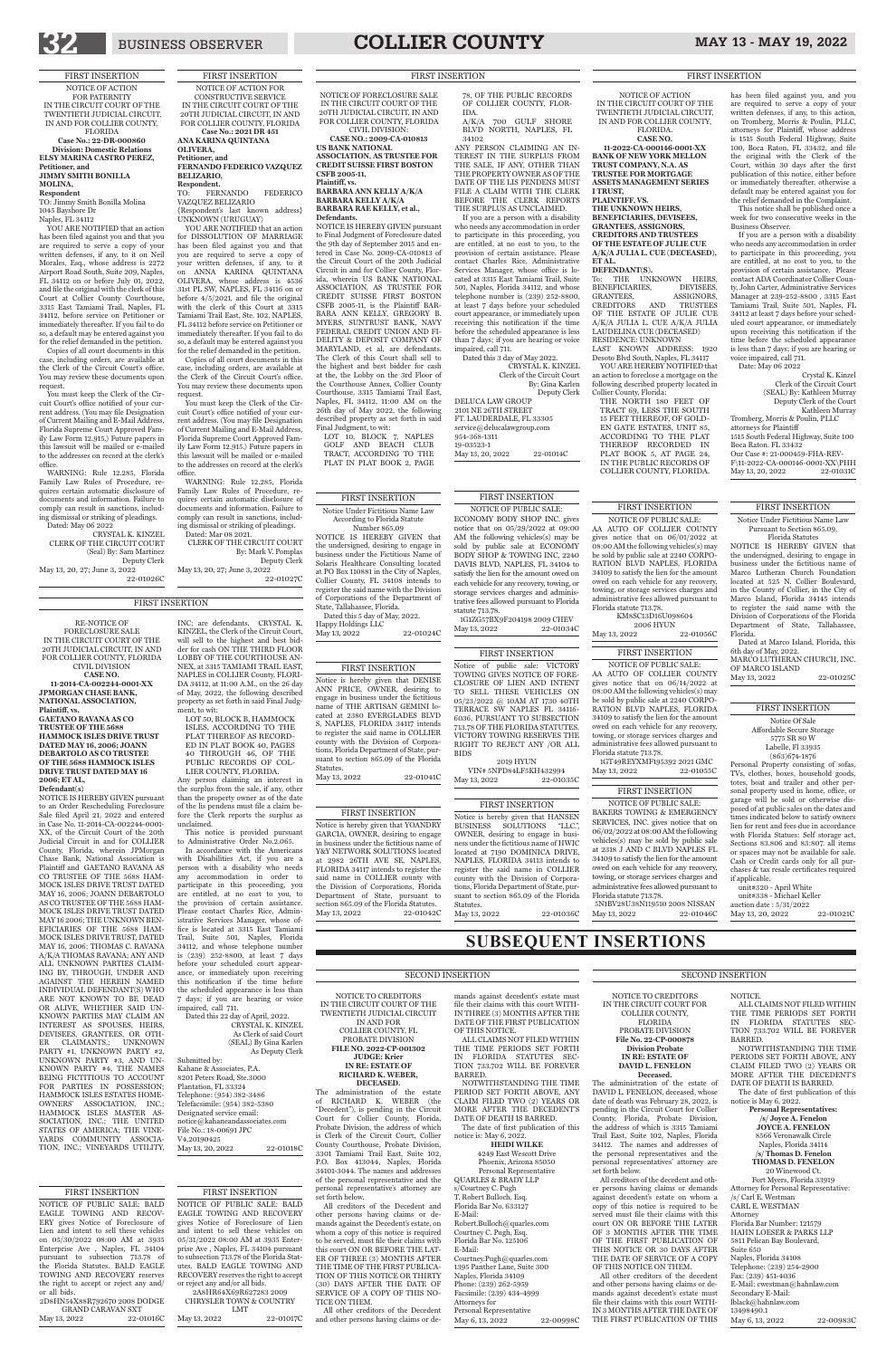## FIRST INSERTION

NOTICE OF ACTION FOR PATERNITY
IN THE CIRCUIT COURT OF THE TWENTIETH JUDICIAL CIRCUIT, IN AND FOR COLLIER COUNTY, FLORIDA
**Case No.: 22-DR-000060**
**Division: Domestic Relations**
**ELSY MARINA CASTRO PEREZ, Petitioner, and JIMMY SMITH BONILLA MOLINA, Respondent**

TO: Jimmy Smith Bonilla Molina
1045 Bayshore Dr
Naples, FL 34112

YOU ARE NOTIFIED that an action has been filed against you and that you are required to serve a copy of your written defenses, if any, to it on Neil Morales, Esq., whose address is 2272 Airport Road South, Suite 209, Naples, FL 34112 on or before July 01, 2022, and file the original with the clerk of this Court at Collier County Courthouse, 3315 East Tamiami Trail, Naples, FL 34112, before service on Petitioner or immediately thereafter. If you fail to do so, a default may be entered against you for the relief demanded in the petition.

Copies of all court documents in this case, including orders, are available at the Clerk of the Circuit Court's office. You may review these documents upon request.

You must keep the Clerk of the Circuit Court's office notified of your current address. (You may file Designation of Current Mailing and E-Mail Address, Florida Supreme Court Approved Family Law Form 12.915.) Future papers in this lawsuit will be mailed or e-mailed to the addresses on record at the clerk's office.

WARNING: Rule 12.285, Florida Family Law Rules of Procedure, requires certain automatic disclosure of documents and information. Failure to comply can result in sanctions, including dismissal or striking of pleadings.

Dated: May 06 2022

CRYSTAL K. KINZEL
CLERK OF THE CIRCUIT COURT
(Seal) By: Sam Martinez
Deputy Clerk

May 13, 20, 27; June 3, 2022 22-01026C

## FIRST INSERTION

NOTICE OF ACTION FOR CONSTRUCTIVE SERVICE
IN THE CIRCUIT COURT OF THE 20TH JUDICIAL CIRCUIT, IN AND FOR COLLIER COUNTY, FLORIDA
**Case No.: 2021 DR 451**
**ANA KARINA QUINTANA OLIVERA, Petitioner, and FERNANDO FEDERICO VAZQUEZ BELIZARIO, Respondent.**

TO: FERNANDO FEDERICO VAZQUEZ BELIZARIO
{Respondent's last known address} UNKNOWN (URUGUAY)

YOU ARE NOTIFIED that an action for DISSOLUTION OF MARRIAGE has been filed against you and that you are required to serve a copy of your written defenses, if any, to it on ANNA KARINA QUINTANA OLIVERA, whose address is 4536 31st PL SW, NAPLES, FL 34116 on or before 4/5/2021, and file the original with the clerk of this Court at 3315 Tamiami Trail East, Ste 102, NAPLES, FL 34112 before service on Petitioner or immediately thereafter. If you fail to do so, a default may be entered against you for the relief demanded in the petition.

Copies of all court documents in this case, including orders, are available at the Clerk of the Circuit Court's office. You may review these documents upon request.

You must keep the Clerk of the Circuit Court's office notified of your current address. (You may file Designation of Current Mailing and E-Mail Address, Florida Supreme Court Approved Family Law Form 12.915.) Future papers in this lawsuit will be mailed or e-mailed to the addresses on record at the clerk's office.

WARNING: Rule 12.285, Florida Family Law Rules of Procedure, requires certain automatic disclosure of documents and information. Failure to comply can result in sanctions, including dismissal or striking of pleadings.

Dated: Mar 08 2021.

CLERK OF THE CIRCUIT COURT
By: Mark V. Pomplas
Deputy Clerk

May 13, 20, 27; June 3, 2022 22-01027C

## FIRST INSERTION

NOTICE OF FORECLOSURE SALE
IN THE CIRCUIT COURT OF THE 20TH JUDICIAL CIRCUIT IN AND FOR COLLIER COUNTY, FLORIDA
CIVIL DIVISION:
**CASE NO.: 2009-CA-010813**
**US BANK NATIONAL ASSOCIATION, AS TRUSTEE FOR CREDIT SUISSE FIRST BOSTON CSFB 2005-11, Plaintiff, vs. BARBARA ANN KELLY A/K/A BARBARA KELLY A/K/A BARBARA RAE KELLY, et al., Defendants.**

NOTICE IS HEREBY GIVEN pursuant to Final Judgment of Foreclosure dated the 9th day of September 2015 and entered in Case No. 2009-CA-010813 of the Circuit Court of the 20th Judicial Circuit in and for Collier County, Florida, wherein US BANK NATIONAL ASSOCIATION, AS TRUSTEE FOR CREDIT SUISSE FIRST BOSTON CSFB 2005-11, is the Plaintiff BARBARA ANN KELLY, GREGORY B. MYERS, SUNTRUST BANK, NAVY FEDERAL CREDIT UNION AND FIDELITY & DEPOSIT COMPANY OF MARYLAND, et al, are defendants. The Clerk of this Court shall sell to the highest and best bidder for cash at the, the Lobby on the 3rd Floor of the Courthouse Annex, Collier County Courthouse, 3315 Tamiami Trail East, Naples, FL 34112, 11:00 AM on the 26th day of May 2022, the following described property as set forth in said Final Judgment, to wit:

LOT 10, BLOCK 7, NAPLES GOLF AND BEACH CLUB TRACT, ACCORDING TO THE PLAT IN PLAT BOOK 2, PAGE 78, OF THE PUBLIC RECORDS OF COLLIER COUNTY, FLORIDA.

A/K/A 700 GULF SHORE BLVD NORTH, NAPLES, FL 34102

ANY PERSON CLAIMING AN INTEREST IN THE SURPLUS FROM THE SALE, IF ANY, OTHER THAN THE PROPERTY OWNER AS OF THE DATE OF THE LIS PENDENS MUST FILE A CLAIM WITH THE CLERK BEFORE THE CLERK REPORTS THE SURPLUS AS UNCLAIMED.

If you are a person with a disability who needs any accommodation in order to participate in this proceeding, you are entitled, at no cost to you, to the provision of certain assistance. Please contact Charles Rice, Administrative Services Manager, whose office is located at 3315 East Tamiami Trail, Suite 501, Naples, Florida 34112, and whose telephone number is (239) 252-8800, at least 7 days before your scheduled court appearance, or immediately upon receiving this notification if the time before the scheduled appearance is less than 7 days; if you are hearing or voice impaired, call 711.

Dated this 3 day of May 2022.

CRYSTAL K. KINZEL
Clerk of the Circuit Court
By: Gina Karlen
Deputy Clerk

DELUCA LAW GROUP
2101 NE 26TH STREET
FT. LAUDERDALE, FL 33305
service@delucalawgroup.com
954-368-1311
19-03523-1
May 13, 20, 2022 22-01014C

## FIRST INSERTION

NOTICE OF ACTION
IN THE CIRCUIT COURT OF THE TWENTIETH JUDICIAL CIRCUIT, IN AND FOR COLLIER COUNTY, FLORIDA.
**CASE NO. 11-2022-CA-000146-0001-XX**
**BANK OF NEW YORK MELLON TRUST COMPANY, N.A. AS TRUSTEE FOR MORTGAGE ASSETS MANAGEMENT SERIES I TRUST, PLAINTIFF, VS. THE UNKNOWN HEIRS, BENEFICIARIES, DEVISEES, GRANTEES, ASSIGNORS, CREDITORS AND TRUSTEES OF THE ESTATE OF JULIE CUE A/K/A JULIA L. CUE (DECEASED), ET AL. DEFENDANT(S).**

To: THE UNKNOWN HEIRS, BENEFICIARIES, DEVISEES, GRANTEES, ASSIGNORS, CREDITORS AND TRUSTEES OF THE ESTATE OF JULIE CUE A/K/A JULIA L. CUE A/K/A JULIA LAUDELINA CUE (DECEASED)
RESIDENCE: UNKNOWN
LAST KNOWN ADDRESS: 1920 Desoto Blvd South, Naples, FL 34117

YOU ARE HEREBY NOTIFIED that an action to foreclose a mortgage on the following described property located in Collier County, Florida:

THE NORTH 180 FEET OF TRACT 69, LESS THE SOUTH 15 FEET THEREOF, OF GOLDEN GATE ESTATES, UNIT 85, ACCORDING TO THE PLAT THEREOF RECORDED IN PLAT BOOK 5, AT PAGE 24, IN THE PUBLIC RECORDS OF COLLIER COUNTY, FLORIDA.

has been filed against you, and you are required to serve a copy of your written defenses, if any, to this action, on Tromberg, Morris & Poulin, PLLC, attorneys for Plaintiff, whose address is 1515 South Federal Highway, Suite 100, Boca Raton, FL 33432, and file the original with the Clerk of the Court, within 30 days after the first publication of this notice, either before or immediately thereafter, otherwise a default may be entered against you for the relief demanded in the Complaint.

This notice shall be published once a week for two consecutive weeks in the Business Observer.

If you are a person with a disability who needs any accommodation in order to participate in this proceeding, you are entitled, at no cost to you, to the provision of certain assistance. Please contact ADA Coordinator Collier County, John Carter, Administrative Services Manager at 239-252-8800, 3315 East Tamiami Trail, Suite 501, Naples, FL 34112 at least 7 days before your scheduled court appearance, or immediately upon receiving this notification if the time before the scheduled appearance is less than 7 days; if you are hearing or voice impaired, call 711.

Date: May 06 2022

Crystal K. Kinzel
Clerk of the Circuit Court
(SEAL) By: Kathleen Murray
Deputy Clerk of the Court
Kathleen Murray

Tromberg, Morris & Poulin, PLLC
attorneys for Plaintiff
1515 South Federal Highway, Suite 100
Boca Raton, FL 33432
Our Case #: 21-000459-FHA-REV-F\11-2022-CA-000146-0001-XX\PHH
May 13, 20, 2022 22-01031C

## FIRST INSERTION

Notice Under Fictitious Name Law According to Florida Statute Number 865.09

NOTICE IS HEREBY GIVEN that the undersigned, desiring to engage in business under the Fictitious Name of Solaris Healthcare Consulting located at PO Box 110881 in the City of Naples, Collier County, FL 34108 intends to register the said name with the Division of Corporations of the Department of State, Tallahassee, Florida.

Dated this 5 day of May, 2022.
Happy Holdings LLC
May 13, 2022 22-01024C

## FIRST INSERTION

NOTICE OF PUBLIC SALE: ECONOMY BODY SHOP INC. gives notice that on 05/29/2022 at 09:00 AM the following vehicles(s) may be sold by public sale at ECONOMY BODY SHOP & TOWING INC, 2240 DAVIS BLVD, NAPLES, FL 34104 to satisfy the lien for the amount owed on each vehicle for any recovery, towing, or storage services charges and administrative fees allowed pursuant to Florida statute 713.78.

1G1ZG57BX9F204198 2009 CHEV
May 13, 2022 22-01034C

## FIRST INSERTION

NOTICE OF PUBLIC SALE: AA AUTO OF COLLIER COUNTY gives notice that on 06/01/2022 at 08:00 AM the following vehicles(s) may be sold by public sale at 2240 CORPORATION BLVD NAPLES, FLORIDA 34109 to satisfy the lien for the amount owed on each vehicle for any recovery, towing, or storage services charges and administrative fees allowed pursuant to Florida statute 713.78.

KM8SC13D16U098604
2006 HYUN
May 13, 2022 22-01056C

## FIRST INSERTION

Notice Under Fictitious Name Law Pursuant to Section 865.09, Florida Statutes

NOTICE IS HEREBY GIVEN that the undersigned, desiring to engage in business under the fictitious name of Marco Lutheran Church Foundation located at 525 N. Collier Boulevard, in the County of Collier, in the City of Marco Island, Florida 34145 intends to register the said name with the Division of Corporations of the Florida Department of State, Tallahassee, Florida.

Dated at Marco Island, Florida, this 6th day of May, 2022.
MARCO LUTHERAN CHURCH, INC. OF MARCO ISLAND
May 13, 2022 22-01025C

## FIRST INSERTION

Notice is hereby given that DENISE ANN PRICE, OWNER, desiring to engage in business under the fictitious name of THE ARTISAN GEMINI located at 2380 EVERGLADES BLVD S, NAPLES, FLORIDA 34117 intends to register the said name in COLLIER county with the Division of Corporations, Florida Department of State, pursuant to section 865.09 of the Florida Statutes.

May 13, 2022 22-01041C

## FIRST INSERTION

Notice of public sale: VICTORY TOWING GIVES NOTICE OF FORECLOSURE OF LIEN AND INTENT TO SELL THESE VEHICLES ON 05/23/2022 @ 10AM AT 1730 40TH TERRACE SW NAPLES FL 34116-6036, PURSUANT TO SUBSECTION 713.78 OF THE FLORIDA STATUTES. VICTORY TOWING RESERVES THE RIGHT TO REJECT ANY /OR ALL BIDS

2019 HYUN
VIN# 5NPD84LF5KH432994
May 13, 2022 22-01035C

## FIRST INSERTION

NOTICE OF PUBLIC SALE: AA AUTO OF COLLIER COUNTY gives notice that on 06/14/2022 at 08:00 AM the following vehicles(s) may be sold by public sale at 2240 CORPORATION BLVD NAPLES, FLORIDA 34109 to satisfy the lien for the amount owed on each vehicle for any recovery, towing, or storage services charges and administrative fees allowed pursuant to Florida statute 713.78.

1GT49REYXMF195392 2021 GMC
May 13, 2022 22-01055C

## FIRST INSERTION

Notice Of Sale
Affordable Secure Storage
5775 SR 80 W
Labelle, Fl 33935
(863)674-1876

Personal Property consisting of sofas, TVs, clothes, boxes, household goods, totes, boat and trailer and other personal property used in home, office, or garage will be sold or otherwise disposed of at public sales on the dates and times indicated below to satisfy owners lien for rent and fees due in accordance with Florida Statues: Self storage act, Sections 83.806 and 83:807. all items or spaces may not be available for sale. Cash or Credit cards only for all purchases & tax resale certificates required if applicable.

unit#320 - April White
unit#338 - Michael Keller
auction date : 5/31/2022
May 13, 20, 2022 22-01021C

## FIRST INSERTION

RE-NOTICE OF FORECLOSURE SALE
IN THE CIRCUIT COURT OF THE 20TH JUDICIAL CIRCUIT, IN AND FOR COLLIER COUNTY, FLORIDA
CIVIL DIVISION
**CASE NO. 11-2014-CA-002244-0001-XX**
**JPMORGAN CHASE BANK, NATIONAL ASSOCIATION, Plaintiff, vs. GAETANO RAVANA AS CO TRUSTEE OF THE 5688 HAMMOCK ISLES DRIVE TRUST DATED MAY 16, 2006; JOANN DEBARTOLO AS CO TRUSTEE OF THE 5688 HAMMOCK ISLES DRIVE TRUST DATED MAY 16 2006; ET AL, Defendant(s)**

NOTICE IS HEREBY GIVEN pursuant to an Order Rescheduling Foreclosure Sale filed April 21, 2022 and entered in Case No. 11-2014-CA-002244-0001-XX, of the Circuit Court of the 20th Judicial Circuit in and for Collier County, Florida, wherein JPMorgan Chase Bank, National Association is Plaintiff and GAETANO RAVANA AS CO TRUSTEE OF THE 5688 HAMMOCK ISLES DRIVE TRUST DATED MAY 16, 2006; JOANN DEBARTOLO AS CO TRUSTEE OF THE 5688 HAMMOCK ISLES DRIVE TRUST DATED MAY 16 2006; THE UNKNOWN BENEFICIARIES OF THE 5688 HAMMOCK ISLES DRIVE TRUST DATED MAY 16, 2006; THOMAS C. RAVANA A/K/A THOMAS RAVANA; ANY AND ALL UNKNOWN PARTIES CLAIMING BY, THROUGH, UNDER AND AGAINST THE HEREIN NAMED INDIVIDUAL DEFENDANT(S) WHO ARE NOT KNOWN TO BE DEAD OR ALIVE, WHETHER SAID UNKNOWN PARTIES MAY CLAIM AN INTEREST AS SPOUSES, HEIRS, DEVISEES, GRANTEES, OR OTHER CLAIMANTS; UNKNOWN PARTY #1, UNKNOWN PARTY #2, UNKNOWN PARTY #3, AND UNKNOWN PARTY #4, THE NAMES BEING FICTITIOUS TO ACCOUNT FOR PARTIES IN POSSESSION; HAMMOCK ISLES ESTATES HOMEOWNERS' ASSOCIATION, INC.; HAMMOCK ISLES MASTER ASSOCIATION, INC.; THE UNITED STATES OF AMERICA; THE VINEYARDS COMMUNITY ASSOCIATION, INC.; VINEYARDS UTILITY, INC; are defendants. CRYSTAL K. KINZEL, the Clerk of the Circuit Court, will sell to the highest and best bidder for cash ON THE THIRD FLOOR LOBBY OF THE COURTHOUSE ANNEX, at 3315 TAMIAMI TRAIL EAST, NAPLES in COLLIER County, FLORIDA 34112, at 11:00 A.M., on the 26 day of May, 2022, the following described property as set forth in said Final Judgment, to wit:

LOT 50, BLOCK B, HAMMOCK ISLES, ACCORDING TO THE PLAT THEREOF AS RECORDED IN PLAT BOOK 40, PAGES 40 THROUGH 46, OF THE PUBLIC RECORDS OF COLLIER COUNTY, FLORIDA.

Any person claiming an interest in the surplus from the sale, if any, other than the property owner as of the date of the lis pendens must file a claim before the Clerk reports the surplus as unclaimed.

This notice is provided pursuant to Administrative Order No.2.065.

In accordance with the Americans with Disabilities Act, if you are a person with a disability who needs any accommodation in order to participate in this proceeding, you are entitled, at no cost to you, to the provision of certain assistance. Please contact Charles Rice, Administrative Services Manager, whose office is located at 3315 East Tamiami Trail, Suite 501, Naples, Florida 34112, and whose telephone number is (239) 252-8800, at least 7 days before your scheduled court appearance, or immediately upon receiving this notification if the time before the scheduled appearance is less than 7 days; if you are hearing or voice impaired, call 711.

Dated this 22 day of April, 2022.

CRYSTAL K. KINZEL
As Clerk of said Court
(SEAL) By Gina Karlen
As Deputy Clerk

Submitted by:
Kahane & Associates, P.A.
8201 Peters Road, Ste.3000
Plantation, FL 33324
Telephone: (954) 382-3486
Telefacsimile: (954) 382-5380
Designated service email: notice@kahaneandassociates.com
File No.: 18-00691 JPC
V4.20190425
May 13, 20, 2022 22-01018C

## FIRST INSERTION

Notice is hereby given that YOANDRY GARCIA, OWNER, desiring to engage in business under the fictitious name of Y&Y NETWORK SOLUTIONS located at 2982 26TH AVE SE, NAPLES, FLORIDA 34117 intends to register the said name in COLLIER county with the Division of Corporations, Florida Department of State, pursuant to section 865.09 of the Florida Statutes.

May 13, 2022 22-01042C

## FIRST INSERTION

Notice is hereby given that HANSEN BUSINESS SOLUTIONS "LLC", OWNER, desiring to engage in business under the fictitious name of HWIC located at 7190 DOMINICA DRIVE, NAPLES, FLORIDA 34113 intends to register the said name in COLLIER county with the Division of Corporations, Florida Department of State, pursuant to section 865.09 of the Florida Statutes.

May 13, 2022 22-01036C

## FIRST INSERTION

NOTICE OF PUBLIC SALE: BAKERS TOWING & EMERGENCY SERVICES, INC. gives notice that on 06/02/2022 at 08:00 AM the following vehicles(s) may be sold by public sale at 2318 J AND C BLVD NAPLES FL 34109 to satisfy the lien for the amount owed on each vehicle for any recovery, towing, or storage services charges and administrative fees allowed pursuant to Florida statute 713.78.

5N1BV28U38N119510 2008 NISSAN
May 13, 2022 22-01046C

## FIRST INSERTION

NOTICE OF PUBLIC SALE: BALD EAGLE TOWING AND RECOVERY gives Notice of Foreclosure of Lien and intent to sell these vehicles on 05/30/2022 08:00 AM at 3935 Enterprise Ave , Naples, FL 34104 pursuant to subsection 713.78 of the Florida Statutes. BALD EAGLE TOWING AND RECOVERY reserves the right to accept or reject any and/ or all bids.

2D8HN54X88R792670 2008 DODGE GRAND CARAVAN SXT
May 13, 2022 22-01016C

## FIRST INSERTION

NOTICE OF PUBLIC SALE: BALD EAGLE TOWING AND RECOVERY gives Notice of Foreclosure of Lien and intent to sell these vehicles on 05/31/2022 08:00 AM at 3935 Enterprise Ave , Naples, FL 34104 pursuant to subsection 713.78 of the Florida Statutes. BALD EAGLE TOWING AND RECOVERY reserves the right to accept or reject any and/or all bids.

2A8HR64X69R627283 2009 CHRYSLER TOWN & COUNTRY LMT
May 13, 2022 22-01017C

# SUBSEQUENT INSERTIONS

## SECOND INSERTION

NOTICE TO CREDITORS
IN THE CIRCUIT COURT OF THE TWENTIETH JUDICIAL CIRCUIT IN AND FOR COLLIER COUNTY, FL
PROBATE DIVISION
**FILE NO. 2022-CP-001302**
**JUDGE: Krier**
**IN RE: ESTATE OF RICHARD K. WEBER, DECEASED.**

The administration of the estate of RICHARD K. WEBER (the "Decedent"), is pending in the Circuit Court for Collier County, Florida, Probate Division, the address of which is Clerk of the Circuit Court, Collier County Courthouse, Probate Division, 3301 Tamiami Trail East, Suite 102, P.O. Box 413044, Naples, Florida 34101-3044. The names and addresses of the personal representative and the personal representative's attorney are set forth below.

All creditors of the Decedent and other persons having claims or demands against the Decedent's estate, on whom a copy of this notice is required to be served, must file their claims with this court ON OR BEFORE THE LATER OF THREE (3) MONTHS AFTER THE TIME OF THE FIRST PUBLICATION OF THIS NOTICE OR THIRTY (30) DAYS AFTER THE DATE OF SERVICE OF A COPY OF THIS NOTICE ON THEM.

All other creditors of the Decedent and other persons having claims or demands against decedent's estate must file their claims with this court WITHIN THREE (3) MONTHS AFTER THE DATE OF THE FIRST PUBLICATION OF THIS NOTICE.

ALL CLAIMS NOT FILED WITHIN THE TIME PERIODS SET FORTH IN FLORIDA STATUTES SECTION 733.702 WILL BE FOREVER BARRED.

NOTWITHSTANDING THE TIME PERIOD SET FORTH ABOVE, ANY CLAIM FILED TWO (2) YEARS OR MORE AFTER THE DECEDENT'S DATE OF DEATH IS BARRED.

The date of first publication of this notice is: May 6, 2022.

**HEIDI WILKE**
4249 East Wescott Drive
Phoenix, Arizona 85050
Personal Representative

QUARLES & BRADY LLP
s/Courtney C. Pugh
T. Robert Bulloch, Esq.
Florida Bar No. 633127
E-Mail: Robert.Bulloch@quarles.com
Courtney C. Pugh, Esq.
Florida Bar No. 125106
E-Mail: Courtney.Pugh@quarles.com
1395 Panther Lane, Suite 300
Naples, Florida 34109
Phone: (239) 262-5959
Facsimile: (239) 434-4999
Attorneys for Personal Representative
May 6, 13, 2022 22-00998C

## SECOND INSERTION

NOTICE TO CREDITORS
IN THE CIRCUIT COURT FOR COLLIER COUNTY, FLORIDA
PROBATE DIVISION
**File No. 22-CP-000878**
**Division Probate**
**IN RE: ESTATE OF DAVID L. FENELON Deceased.**

The administration of the estate of DAVID L. FENELON, deceased, whose date of death was February 28, 2022, is pending in the Circuit Court for Collier County, Florida, Probate Division, the address of which is 3315 Tamiami Trail East, Suite 102, Naples, Florida 34112. The names and addresses of the personal representatives and the personal representatives' attorney are set forth below.

All creditors of the decedent and other persons having claims or demands against decedent's estate on whom a copy of this notice is required to be served must file their claims with this court ON OR BEFORE THE LATER OF 3 MONTHS AFTER THE TIME OF THE FIRST PUBLICATION OF THIS NOTICE OR 30 DAYS AFTER THE DATE OF SERVICE OF A COPY OF THIS NOTICE ON THEM.

All other creditors of the decedent and other persons having claims or demands against decedent's estate must file their claims with this court WITHIN 3 MONTHS AFTER THE DATE OF THE FIRST PUBLICATION OF THIS NOTICE.

ALL CLAIMS NOT FILED WITHIN THE TIME PERIODS SET FORTH IN FLORIDA STATUTES SECTION 733.702 WILL BE FOREVER BARRED.

NOTWITHSTANDING THE TIME PERIODS SET FORTH ABOVE, ANY CLAIM FILED TWO (2) YEARS OR MORE AFTER THE DECEDENT'S DATE OF DEATH IS BARRED.

The date of first publication of this notice is May 6, 2022.

**Personal Representatives:**
**/s/ Joyce A. Fenelon**
**JOYCE A. FENELON**
8566 Veronawalk Circle
Naples, Florida 34114
**/s/ Thomas D. Fenelon**
**THOMAS D. FENELON**
20 Winewood Ct.
Fort Myers, Florida 33919

Attorney for Personal Representatives:
/s/ Carl E. Westman
CARL E. WESTMAN
Attorney
Florida Bar Number: 121579
HAHN LOESER & PARKS LLP
5811 Pelican Bay Boulevard, Suite 650
Naples, Florida 34108
Telephone: (239) 254-2900
Fax: (239) 451-4036
E-Mail: cwestman@hahnlaw.com
Secondary E-Mail: lblack@hahnlaw.com
13498490.1
May 6, 13, 2022 22-00983C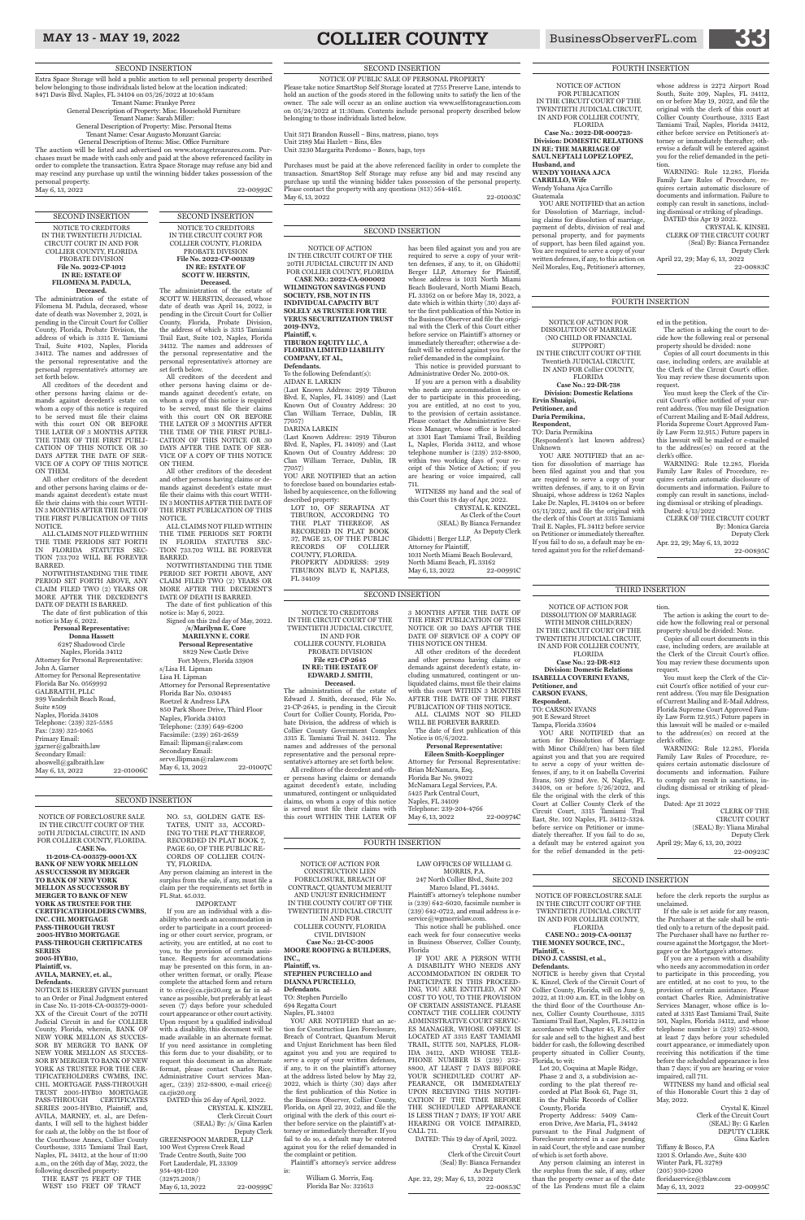## SECOND INSERTION

Extra Space Storage will hold a public auction to sell personal property described below belonging to those individuals listed below at the location indicated: 8471 Davis Blvd. Naples, FL 34104 on 05/26/2022 at 10:45am

Tenant Name: Frankye Perez
General Description of Property: Misc. Household Furniture
Tenant Name: Sarah Miller:
General Description of Property: Misc. Personal Items
Tenant Name: Cesar Augusto Monzant Garcia:
General Description of Items: Misc. Office Furniture

The auction will be listed and advertised on www.storagetreasures.com. Purchases must be made with cash only and paid at the above referenced facility in order to complete the transaction. Extra Space Storage may refuse any bid and may rescind any purchase up until the winning bidder takes possession of the personal property.

May 6, 13, 2022 22-00992C

## SECOND INSERTION

NOTICE OF PUBLIC SALE OF PERSONAL PROPERTY

Please take notice SmartStop Self Storage located at 7755 Preserve Lane, intends to hold an auction of the goods stored in the following units to satisfy the lien of the owner. The sale will occur as an online auction via www.selfstorageauction.com on 05/24/2022 at 11:30am. Contents include personal property described below belonging to those individuals listed below.

Unit 5171 Brandon Russell – Bins, matress, piano, toys
Unit 2189 Mai Hazlett – Bins, files
Unit 3230 Margarita Perdomo – Boxes, bags, toys

Purchases must be paid at the above referenced facility in order to complete the transaction. SmartStop Self Storage may refuse any bid and may rescind any purchase up until the winning bidder takes possession of the personal property. Please contact the property with any questions (813) 564-4161.

May 6, 13, 2022 22-01003C

## FOURTH INSERTION

NOTICE OF ACTION FOR PUBLICATION
IN THE CIRCUIT COURT OF THE TWENTIETH JUDICIAL CIRCUIT, IN AND FOR COLLIER COUNTY, FLORIDA

**Case No.: 2022-DR-000723-**
**Division: DOMESTIC RELATIONS**
**IN RE: THE MARRIAGE OF SAUL NEFTALI LOPEZ LOPEZ, Husband, and WENDY YOHANA AJCA CARRILLO, Wife**

Wendy Yohana Ajca Carrillo
Guatemala

YOU ARE NOTIFIED that an action for Dissolution of Marriage, including claims for dissolution of marriage, payment of debts, division of real and personal property, and for payments of support, has been filed against you. You are required to serve a copy of your written defenses, if any, to this action on Neil Morales, Esq., Petitioner's attorney, whose address is 2272 Airport Road South, Suite 209, Naples, FL 34112, on or before May 19, 2022, and file the original with the clerk of this court at Collier County Courthouse, 3315 East Tamiami Trail, Naples, Florida 34112, either before service on Petitioner's attorney or immediately thereafter; otherwise a default will be entered against you for the relief demanded in the petition.

WARNING: Rule 12.285, Florida Family Law Rules of Procedure, requires certain automatic disclosure of documents and information. Failure to comply can result in sanctions, including dismissal or striking of pleadings.

DATED this Apr 19 2022.

CRYSTAL K. KINSEL
CLERK OF THE CIRCUIT COURT
(Seal) By: Bianca Fernandez
Deputy Clerk

April 22, 29; May 6, 13, 2022 22-00883C

## SECOND INSERTION

NOTICE TO CREDITORS
IN THE TWENTIETH JUDICIAL CIRCUIT COURT IN AND FOR COLLIER COUNTY, FLORIDA
PROBATE DIVISION
**File No. 2022-CP-1012**
**IN RE: ESTATE OF FILOMENA M. PADULA, Deceased.**

The administration of the estate of Filomena M. Padula, deceased, whose date of death was November 2, 2021, is pending in the Circuit Court for Collier County, Florida, Probate Division, the address of which is 3315 E. Tamiami Trail, Suite #102, Naples, Florida 34112. The names and addresses of the personal representative and the personal representative's attorney are set forth below.

All creditors of the decedent and other persons having claims or demands against decedent's estate on whom a copy of this notice is required to be served must file their claims with this court ON OR BEFORE THE LATER OF 3 MONTHS AFTER THE TIME OF THE FIRST PUBLICATION OF THIS NOTICE OR 30 DAYS AFTER THE DATE OF SERVICE OF A COPY OF THIS NOTICE ON THEM.

All other creditors of the decedent and other persons having claims or demands against decedent's estate must file their claims with this court WITHIN 3 MONTHS AFTER THE DATE OF THE FIRST PUBLICATION OF THIS NOTICE.

ALL CLAIMS NOT FILED WITHIN THE TIME PERIODS SET FORTH IN FLORIDA STATUTES SECTION 733.702 WILL BE FOREVER BARRED.

NOTWITHSTANDING THE TIME PERIOD SET FORTH ABOVE, ANY CLAIM FILED TWO (2) YEARS OR MORE AFTER THE DECEDENT'S DATE OF DEATH IS BARRED.

The date of first publication of this notice is May 6, 2022.

**Personal Representative:**
**Donna Hassett**
6287 Shadowood Circle
Naples, Florida 34112

Attorney for Personal Representative:
John A. Garner
Attorney for Personal Representative
Florida Bar No. 0569992
GALBRAITH, PLLC
999 Vanderbilt Beach Road, Suite #509
Naples, Florida 34108
Telephone: (239) 325-5585
Fax: (239) 325-1065
Primary Email: jgarner@galbraith.law
Secondary Email: aboswell@galbraith.law

May 6, 13, 2022 22-01006C

## SECOND INSERTION

NOTICE TO CREDITORS
IN THE CIRCUIT COURT FOR COLLIER COUNTY, FLORIDA
PROBATE DIVISION
**File No. 2022-CP-001339**
**IN RE: ESTATE OF SCOTT W. HERSTIN, Deceased.**

The administration of the estate of SCOTT W. HERSTIN, deceased, whose date of death was April 14, 2022, is pending in the Circuit Court for Collier County, Florida, Probate Division, the address of which is 3315 Tamiami Trail East, Suite 102, Naples, Florida 34112. The names and addresses of the personal representative and the personal representative's attorney are set forth below.

All creditors of the decedent and other persons having claims or demands against decedent's estate, on whom a copy of this notice is required to be served, must file their claims with this court ON OR BEFORE THE LATER OF 3 MONTHS AFTER THE TIME OF THE FIRST PUBLICATION OF THIS NOTICE OR 30 DAYS AFTER THE DATE OF SERVICE OF A COPY OF THIS NOTICE ON THEM.

All other creditors of the decedent and other persons having claims or demands against decedent's estate must file their claims with this court WITHIN 3 MONTHS AFTER THE DATE OF THE FIRST PUBLICATION OF THIS NOTICE.

ALL CLAIMS NOT FILED WITHIN THE TIME PERIODS SET FORTH IN FLORIDA STATUTES SECTION 733.702 WILL BE FOREVER BARRED.

NOTWITHSTANDING THE TIME PERIOD SET FORTH ABOVE, ANY CLAIM FILED TWO (2) YEARS OR MORE AFTER THE DECEDENT'S DATE OF DEATH IS BARRED.

The date of first publication of this notice is: May 6, 2022.

Signed on this 2nd day of May, 2022.

**/s/Marilynn E. Core**
**MARILYNN E. CORE**
**Personal Representative**
8829 New Castle Drive
Fort Myers, Florida 33908

s/Lisa H. Lipman
Lisa H. Lipman
Attorney for Personal Representative
Florida Bar No. 030485
Roetzel & Andress LPA
850 Park Shore Drive, Third Floor
Naples, Florida 34103
Telephone: (239) 649-6200
Facsimile: (239) 261-2659
Email: llipman@ralaw.com
Secondary Email: serve.llipman@ralaw.com

May 6, 13, 2022 22-01007C

## SECOND INSERTION

NOTICE OF ACTION
IN THE CIRCUIT COURT OF THE 20TH JUDICIAL CIRCUIT IN AND FOR COLLIER COUNTY, FLORIDA
**CASE NO.: 2022-CA-000002**
**WILMINGTON SAVINGS FUND SOCIETY, FSB, NOT IN ITS INDIVIDUAL CAPACITY BUT SOLELY AS TRUSTEE FOR THE VERUS SECURITIZATION TRUST 2019-INV2, Plaintiff, v. TIBURON EQUITY LLC, A FLORIDA LIMITED LIABILITY COMPANY, ET AL, Defendants.**

To the following Defendant(s):
AIDAN E. LARKIN
(Last Known Address: 2919 Tiburon Blvd. E, Naples, FL 34109) and (Last Known Out of Country Address: 20 Clan William Terrace, Dublin, IR 77057)
DARINA LARKIN
(Last Known Address: 2919 Tiburon Blvd. E, Naples, FL 34109) and (Last Known Out of Country Address: 20 Clan William Terrace, Dublin, IR 77057)

YOU ARE NOTIFIED that an action to foreclose based on boundaries established by acquiescence, on the following described property:

LOT 10, OF SERAFINA AT TIBURON, ACCORDING TO THE PLAT THEREOF, AS RECORDED IN PLAT BOOK 37, PAGE 25, OF THE PUBLIC RECORDS OF COLLIER COUNTY, FLORIDA.
PROPERTY ADDRESS: 2919 TIBURON BLVD E, NAPLES, FL 34109

has been filed against you and you are required to serve a copy of your written defenses, if any, to it, on Ghidotti| Berger LLP, Attorney for Plaintiff, whose address is 1031 North Miami Beach Boulevard, North Miami Beach, FL 33162 on or before May 18, 2022, a date which is within thirty (30) days after the first publication of this Notice in the Business Observer and file the original with the Clerk of this Court either before service on Plaintiff's attorney or immediately thereafter; otherwise a default will be entered against you for the relief demanded in the complaint.

This notice is provided pursuant to Administrative Order No. 2010-08.

If you are a person with a disability who needs any accommodation in order to participate in this proceeding, you are entitled, at no cost to you, to the provision of certain assistance. Please contact the Administrative Services Manager, whose office is located at 3301 East Tamiami Trail, Building L, Naples, Florida 34112, and whose telephone number is (239) 252-8800, within two working days of your receipt of this Notice of Action; if you are hearing or voice impaired, call 711.

WITNESS my hand and the seal of this Court this 18 day of Apr, 2022.

CRYSTAL K. KINZEL.
As Clerk of the Court
(SEAL) By Bianca Fernandez
As Deputy Clerk

Ghidotti | Berger LLP,
Attorney for Plaintiff,
1031 North Miami Beach Boulevard,
North Miami Beach, FL 33162

May 6, 13, 2022 22-00991C

## FOURTH INSERTION

NOTICE OF ACTION FOR DISSOLUTION OF MARRIAGE
(NO CHILD OR FINANCIAL SUPPORT)
IN THE CIRCUIT COURT OF THE Twentieth JUDICIAL CIRCUIT, IN AND FOR Collier COUNTY, FLORIDA
**Case No.: 22-DR-738**
**Division: Domestic Relations**
**Ervin Shuaipi, Petitioner, and Daria Permikina, Respondent,**

TO: Daria Permikina
{Respondent's last known address} Unknown

YOU ARE NOTIFIED that an action for dissolution of marriage has been filed against you and that you are required to serve a copy of your written defenses, if any, to it on Ervin Shuaipi, whose address is 1262 Naples Lake Dr. Naples, FL 34104 on or before 05/11/2022, and file the original with the clerk of this Court at 3315 Tamiami Trl E. Naples, FL 34112 before service on Petitioner or immediately thereafter. If you fail to do so, a default may be entered against you for the relief demanded in the petition.

The action is asking the court to decide how the following real or personal property should be divided: none

Copies of all court documents in this case, including orders, are available at the Clerk of the Circuit Court's office. You may review these documents upon request.

You must keep the Clerk of the Circuit Court's office notified of your current address. (You may file Designation of Current Mailing and E-mail Address, Florida Supreme Court Approved Family Law Form 12.915.) Future papers in this lawsuit will be mailed or e-mailed to the address(es) on record at the clerk's office.

WARNING: Rule 12.285, Florida Family Law Rules of Procedure, requires certain automatic disclosure of documents and information. Failure to comply can result in sanctions, including dismissal or striking of pleadings.

Dated: 4/13/2022

CLERK OF THE CIRCUIT COURT
By: Monica Garcia
Deputy Clerk

Apr. 22, 29; May 6, 13, 2022 22-00895C

## SECOND INSERTION

NOTICE TO CREDITORS
IN THE CIRCUIT COURT OF THE TWENTIETH JUDICIAL CIRCUIT, IN AND FOR COLLIER COUNTY, FLORIDA
PROBATE DIVISION
**File #21-CP-2645**
**IN RE: THE ESTATE OF EDWARD J. SMITH, Deceased.**

The administration of the estate of Edward J. Smith, deceased, File No. 21-CP-2645, is pending in the Circuit Court for Collier County, Florida, Probate Division, the address of which is Collier County Government Complex 3315 E. Tamiami Trail N. 34112. The names and addresses of the personal representative and the personal representative's attorney are set forth below.

All creditors of the decedent and other persons having claims or demands against decedent's estate, including unmatured, contingent or unliquidated claims, on whom a copy of this notice is served must file their claims with this court WITHIN THE LATER OF 3 MONTHS AFTER THE DATE OF THE FIRST PUBLICATION OF THIS NOTICE OR 30 DAYS AFTER THE DATE OF SERVICE OF A COPY OF THIS NOTICE ON THEM.

All other creditors of the decedent and other persons having claims or demands against the decedent's estate, including unmatured, contingent or unliquidated claims, must file their claims with this court WITHIN 3 MONTHS AFTER THE DATE OF THE FIRST PUBLICATION OF THIS NOTICE.

ALL CLAIMS NOT SO FILED WILL BE FOREVER BARRED.

The date of the first publication of this Notice is 05/6/2022.

**Personal Representative:**
**Eileen Smith-Koepplinger**

Attorney for Personal Representative:
Brian McNamara, Esq.
Florida Bar No. 98022
McNamara Legal Services, P.A.
5425 Park Central Court,
Naples, FL 34109
Telephone: 239-204-4766

May 6, 13, 2022 22-00974C

## THIRD INSERTION

NOTICE OF ACTION FOR DISSOLUTION OF MARRIAGE WITH MINOR CHILD(REN)
IN THE CIRCUIT COURT OF THE TWENTIETH JUDICIAL CIRCUIT, IN AND FOR COLLIER COUNTY, FLORIDA
**Case No.: 22-DR-812**
**Division: Domestic Relations**
**ISABELLA COVERINI EVANS, Petitioner, and CARSON EVANS, Respondent.**

TO: CARSON EVANS
901 E Seward Street
Tampa, Florida 33604

YOU ARE NOTIFIED that an action for Dissolution of Marriage with Minor Child(ren) has been filed against you and that you are required to serve a copy of your written defenses, if any, to it on Isabella Coverini Evans, 509 92nd Ave. N, Naples, FL 34108, on or before 5/26/2022, and file the original with the clerk of this Court at Collier County Clerk of the Circuit Court, 3315 Tamiami Trail East, Ste. 102 Naples, FL 34112-5324. before service on Petitioner or immediately thereafter. If you fail to do so, a default may be entered against you for the relief demanded in the petition.

The action is asking the court to decide how the following real or personal property should be divided: None.

Copies of all court documents in this case, including orders, are available at the Clerk of the Circuit Court's office. You may review these documents upon request.

You must keep the Clerk of the Circuit Court's office notified of your current address. (You may file Designation of Current Mailing and E-mail Address, Florida Supreme Court Approved Family Law Form 12.915.) Future papers in this lawsuit will be mailed or e-mailed to the address(es) on record at the clerk's office.

WARNING: Rule 12.285, Florida Family Law Rules of Procedure, requires certain automatic disclosure of documents and information. Failure to comply can result in sanctions, including dismissal or striking of pleadings.

Dated: Apr 21 2022

CLERK OF THE CIRCUIT COURT
(SEAL) By: Yliana Mirabal
Deputy Clerk

April 29; May 6, 13, 20, 2022 22-00923C

## SECOND INSERTION

NOTICE OF FORECLOSURE SALE
IN THE CIRCUIT COURT OF THE 20TH JUDICIAL CIRCUIT, IN AND FOR COLLIER COUNTY, FLORIDA.
CASE No.
**11-2018-CA-003579-0001-XX**
**BANK OF NEW YORK MELLON AS SUCCESSOR BY MERGER TO BANK OF NEW YORK MELLON AS SUCCESSOR BY MERGER TO BANK OF NEW YORK AS TRUSTEE FOR THE CERTIFICATEHOLDERS CWMBS, INC. CHL MORTGAGE PASS-THROUGH TRUST 2005-HYB10 MORTGAGE PASS-THROUGH CERTIFICATES SERIES 2005-HYB10, Plaintiff, vs. AVILA, MARNEY, et. al., Defendants.**

NOTICE IS HEREBY GIVEN pursuant to an Order or Final Judgment entered in Case No. 11-2018-CA-003579-0001-XX of the Circuit Court of the 20TH Judicial Circuit in and for COLLIER County, Florida, wherein, BANK OF NEW YORK MELLON AS SUCCESSOR BY MERGER TO BANK OF NEW YORK MELLON AS SUCCESSOR BY MERGER TO BANK OF NEW YORK AS TRUSTEE FOR THE CERTIFICATEHOLDERS CWMBS, INC. CHL MORTGAGE PASS-THROUGH TRUST 2005-HYB10 MORTGAGE PASS-THROUGH CERTIFICATES SERIES 2005-HYB10, Plaintiff, and, AVILA, MARNEY, et. al., are Defendants, I will sell to the highest bidder for cash at, the lobby on the 1st floor of the Courthouse Annex, Collier County Courthouse, 3315 Tamiami Trail East, Naples, FL 34112, at the hour of 11:00 a.m., on the 26th day of May, 2022, the following described property:

THE EAST 75 FEET OF THE WEST 150 FEET OF TRACT NO. 53, GOLDEN GATE ESTATES, UNIT 33, ACCORDING TO THE PLAT THEREOF, RECORDED IN PLAT BOOK 7, PAGE 60, OF THE PUBLIC RECORDS OF COLLIER COUNTY, FLORIDA.

Any person claiming an interest in the surplus from the sale, if any, must file a claim per the requirements set forth in FL Stat. 45.032.

IMPORTANT

If you are an individual with a disability who needs an accommodation in order to participate in a court proceeding or other court service, program, or activity, you are entitled, at no cost to you, to the provision of certain assistance. Requests for accommodations may be presented on this form, in another written format, or orally. Please complete the attached form and return it to crice@ca.cjis20.org as far in advance as possible, but preferably at least seven (7) days before your scheduled court appearance or other court activity. Upon request by a qualified individual with a disability, this document will be made available in an alternate format. If you need assistance in completing this form due to your disability, or to request this document in an alternate format, please contact Charles Rice, Administrative Court Services Manager, (239) 252-8800, e-mail crice@ca.cjis20.org

DATED this 26 day of April, 2022.

CRYSTAL K. KINZEL
Clerk Circuit Court
(SEAL) By: /s/ Gina Karlen
Deputy Clerk

GREENSPOON MARDER, LLP
100 West Cypress Creek Road
Trade Centre South, Suite 700
Fort Lauderdale, FL 33309
954-491-1120
(32875.2018/)

May 6, 13, 2022 22-00999C

## FOURTH INSERTION

NOTICE OF ACTION FOR CONSTRUCTION LIEN FORECLOSURE, BREACH OF CONTRACT, QUANTUM MERUIT AND UNJUST ENRICHMENT
IN THE COUNTY COURT OF THE TWENTIETH JUDICIAL CIRCUIT IN AND FOR COLLIER COUNTY, FLORIDA
CIVIL DIVISION
**Case No.: 21-CC-2005**
**MOORE ROOFING & BUILDERS, INC., Plaintiff, vs. STEPHEN PURCIELLO and DIANNA PURCIELLO, Defendants.**

TO: Stephen Purciello
694 Regatta Court
Naples, FL 34103

YOU ARE NOTIFIED that an action for Construction Lien Foreclosure, Breach of Contract, Quantum Meruit and Unjust Enrichment has been filed against you and you are required to serve a copy of your written defenses, if any, to it on plaintiff's attorney at the address listed below by May 22, 2022, which is thirty (30) days after the first publication of this Notice in the Business Observer, Collier County, Florida, on April 22, 2022, and file the original with the clerk of this court either before service on the plaintiff's attorney or immediately thereafter. If you fail to do so, a default may be entered against you for the relief demanded in the complaint or petition.

Plaintiff's attorney's service address is:

William G. Morris, Esq.
Florida Bar No: 321613

LAW OFFICES OF WILLIAM G. MORRIS, P.A.
247 North Collier Blvd., Suite 202
Marco Island, FL 34145.

Plaintiff's attorney's telephone number is (239) 642-6020, facsimile number is (239) 642-0722, and email address is e-service@wgmorrislaw.com.

This notice shall be published once each week for four consecutive weeks in Business Observer, Collier County, Florida

IF YOU ARE A PERSON WITH A DISABILITY WHO NEEDS ANY ACCOMMODATION IN ORDER TO PARTICIPATE IN THIS PROCEEDING, YOU ARE ENTITLED, AT NO COST TO YOU, TO THE PROVISION OF CERTAIN ASSISTANCE. PLEASE CONTACT THE COLLIER COUNTY ADMINISTRATIVE COURT SERVICES MANAGER, WHOSE OFFICE IS LOCATED AT 3315 EAST TAMIAMI TRAIL, SUITE 501, NAPLES, FLORIDA 34112, AND WHOSE TELEPHONE NUMBER IS (239) 252-8800, AT LEAST 7 DAYS BEFORE YOUR SCHEDULED COURT APPEARANCE, OR IMMEDIATELY UPON RECEIVING THIS NOTIFICATION IF THE TIME BEFORE THE SCHEDULED APPEARANCE IS LESS THAN 7 DAYS; IF YOU ARE HEARING OR VOICE IMPAIRED, CALL 711.

DATED: This 19 day of April, 2022.

Crystal K. Kinzel
Clerk of the Circuit Court
(Seal) By: Bianca Fernandez
As Deputy Clerk

Apr. 22, 29; May 6, 13, 2022 22-00853C

## SECOND INSERTION

NOTICE OF FORECLOSURE SALE
IN THE CIRCUIT COURT OF THE TWENTIETH JUDICIAL CIRCUIT IN AND FOR COLLIER COUNTY, FLORIDA
**CASE NO.: 2019-CA-001137**
**THE MONEY SOURCE, INC., Plaintiff, v. DINO J. CASSISI, et al., Defendants.**

NOTICE is hereby given that Crystal K. Kinzel, Clerk of the Circuit Court of Collier County, Florida, will on June 9, 2022, at 11:00 a.m. ET, in the lobby on the third floor of the Courthouse Annex, Collier County Courthouse, 3315 Tamiami Trail East, Naples, FL 34112 in accordance with Chapter 45, F.S., offer for sale and sell to the highest and best bidder for cash, the following described property situated in Collier County, Florida, to wit:

Lot 20, Coquina at Maple Ridge, Phase 2 and 3, a subdivision according to the plat thereof recorded at Plat Book 61, Page 31, in the Public Records of Collier County, Florida

Property Address: 5409 Cannon Drive, Ave Maria, FL 34142

pursuant to the Final Judgment of Foreclosure entered in a case pending in said Court, the style and case number of which is set forth above.

Any person claiming an interest in the surplus from the sale, if any, other than the property owner as of the date of the Lis Pendens must file a claim before the clerk reports the surplus as unclaimed.

If the sale is set aside for any reason, the Purchaser at the sale shall be entitled only to a return of the deposit paid. The Purchaser shall have no further recourse against the Mortgagor, the Mortgagee or the Mortgagee's attorney.

If you are a person with a disability who needs any accommodation in order to participate in this proceeding, you are entitled, at no cost to you, to the provision of certain assistance. Please contact Charles Rice, Administrative Services Manager, whose office is located at 3315 East Tamiami Trail, Suite 501, Naples, Florida 34112, and whose telephone number is (239) 252-8800, at least 7 days before your scheduled court appearance, or immediately upon receiving this notification if the time before the scheduled appearance is less than 7 days; if you are hearing or voice impaired, call 711.

WITNESS my hand and official seal of this Honorable Court this 2 day of May, 2022.

Crystal K. Kinzel
Clerk of the Circuit Court
(SEAL) By: G Karlen
DEPUTY CLERK
Gina Karlen

Tiffany & Bosco, P.A
1201 S. Orlando Ave., Suite 430
Winter Park, FL 32789
(205) 930-5200
floridaservice@tblaw.com

May 6, 13, 2022 22-00995C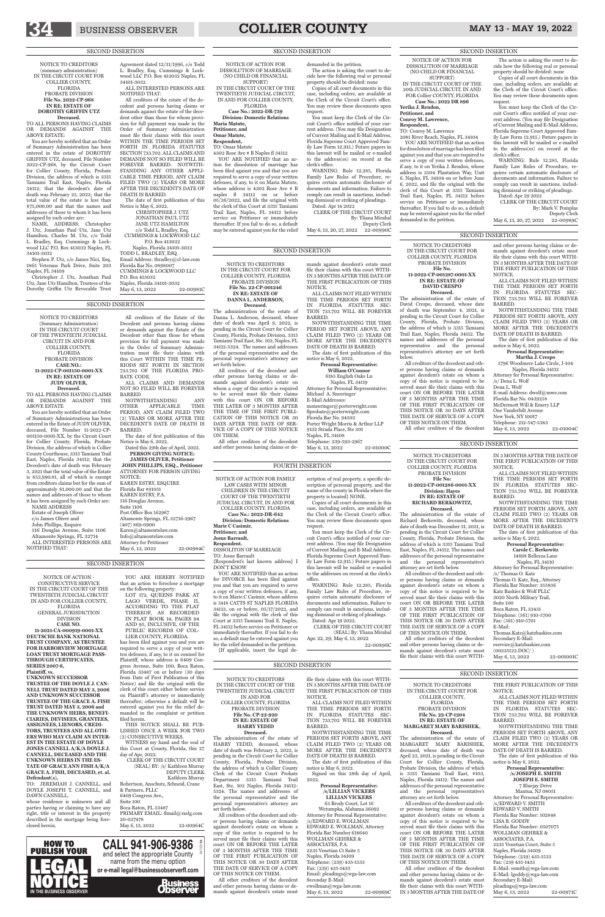SECOND INSERTION

NOTICE TO CREDITORS
(summary administration)
IN THE CIRCUIT COURT FOR COLLIER COUNTY, FLORIDA
PROBATE DIVISION
File No. 2022-CP-968
IN RE: ESTATE OF DOROTHY GRIFFIN UTZ
Deceased.

TO ALL PERSONS HAVING CLAIMS OR DEMANDS AGAINST THE ABOVE ESTATE:

You are hereby notified that an Order of Summary Administration has been entered in the estate of DOROTHY GRIFFIN UTZ, deceased, File Number 2022-CP-968, by the Circuit Court for Collier County, Florida, Probate Division, the address of which is 3315 Tamiami Trail East, Naples, Florida 34112; that the decedent's date of death was February 25, 2022; that the total value of the estate is less than $75,000.00 and that the names and addresses of those to whom it has been assigned by such order are:

NAME, ADDRESS; Christopher J. Utz, Jonathan Paul Utz, Jane Utz Hamilton, Charles M. Utz, c/o Todd L. Bradley, Esq, Cummings & Lockwood LLC P.O. Box 413032 Naples, FL 34101-3032

Stephen P. Utz, c/o James Nici, Esq. 1865 Veterans Park Drive, Suite 203 Naples, FL 34109

Christopher J. Utz, Jonathan Paul Utz, Jane Utz Hamilton, Trustees of the Dorothy Griffin Utz Revocable Trust Agreement dated 12/31/1996, c/o Todd L. Bradley, Esq, Cummings & Lockwood LLC P.O. Box 413032 Naples, FL 34101-3032

ALL INTERESTED PERSONS ARE NOTIFIED THAT:

All creditors of the estate of the decedent and persons having claims or demands against the estate of the decedent other than those for whom provision for full payment was made in the Order of Summary Administration must file their claims with this court WITHIN THE TIME PERIODS SET FORTH IN FLORIDA STATUTES SECTION 733.702. ALL CLAIMS AND DEMANDS NOT SO FILED WILL BE FOREVER BARRED. NOTWITHSTANDING ANY OTHER APPLICABLE TIME PERIOD, ANY CLAIM FILED TWO (2) YEARS OR MORE AFTER THE DECEDENT'S DATE OF DEATH IS BARRED.

The date of first publication of this Notice is May 6, 2022.

CHRISTOPHER J. UTZ
JONATHAN PAUL UTZ
JANE UTZ HAMILTON
c/o Todd L. Bradley, Esq.
CUMMINGS & LOCKWOOD LLC
P.O. Box 413032
Naples, Florida 34101-3032
TODD L. BRADLEY, ESQ.
Email Address: tbradley@cl-law.com
Florida Bar No. 0898007
CUMMINGS & LOCKWOOD LLC
P.O. Box 413032
Naples, Florida 34101-3032
May 6, 13, 2022 22-00981C

SECOND INSERTION

NOTICE OF ACTION FOR DISSOLUTION OF MARRIAGE
(NO CHILD OR FINANCIAL SUPPORT)
IN THE CIRCUIT COURT OF THE TWENTIETH JUDICIAL CIRCUIT, IN AND FOR COLLIER COUNTY, FLORIDA
Case No.: 2022-DR-739
Division: Domestic Relations
Maria Matute, Petitioner, and Omar Matute, Respondent,

TO: Omar Matute
4302 Rose Ave # B Naples fl 34112

YOU ARE NOTIFIED that an action for dissolution of marriage has been filed against you and that you are required to serve a copy of your written defenses, if any, to it on Maria Matute, whose address is 4302 Rose Ave # B naples fl 34112 on or before 05/26/2022, and file the original with the clerk of this Court at 3315 Tamiami Trail East, Naples, FL 34112 before service on Petitioner or immediately thereafter. If you fail to do so, a default may be entered against you for the relief demanded in the petition.

The action is asking the court to decide how the following real or personal property should be divided: none

Copies of all court documents in this case, including orders, are available at the Clerk of the Circuit Court's office. You may review these documents upon request.

You must keep the Clerk of the Circuit Court's office notified of your current address. (You may file Designation of Current Mailing and E-Mail Address, Florida Supreme Court Approved Family Law Form 12.915.) Future papers in this lawsuit will be mailed or e-mailed to the address(es) on record at the clerk's office.

WARNING: Rule 12.285, Florida Family Law Rules of Procedure, requires certain automatic disclosure of documents and information. Failure to comply can result in sanctions, including dismissal or striking of pleadings.

Dated: Apr 14 2022
CLERK OF THE CIRCUIT COURT
By: Yliana Mirabal
Deputy Clerk
May 6, 13, 20, 27, 2022 22-00990C

SECOND INSERTION

NOTICE OF ACTION FOR DISSOLUTION OF MARRIAGE
(NO CHILD OR FINANCIAL SUPPORT)
IN THE CIRCUIT COURT OF THE 20th JUDICIAL CIRCUIT, IN AND FOR Collier COUNTY, FLORIDA
Case No.: 2022 DR 896
Yerika J. Rendon, Petitioner, and Conroy M. Lawrence, Respondent,

TO: Conroy M. Lawrence
2081 River Reach, Naples, FL 34104

YOU ARE NOTIFIED that an action for dissolution of marriage has been filed against you and that you are required to serve a copy of your written defenses, if any, to it on Yerika J. Rendon, whose address is 3504 Plantation Way, Unit 6, Naples, FL 34104 on or before June 6, 2022, and file the original with the clerk of this Court at 3315 Tamiami Trail East, Naples, FL 34112 before service on Petitioner or immediately thereafter. If you fail to do so, a default may be entered against you for the relief demanded in the petition.

The action is asking the court to decide how the following real or personal property should be divided: none

Copies of all court documents in this case, including orders, are available at the Clerk of the Circuit Court's office. You may review these documents upon request.

You must keep the Clerk of the Circuit Court's office notified of your current address. (You may file Designation of Current Mailing and E-Mail Address, Florida Supreme Court Approved Family Law Form 12.915.) Future papers in this lawsuit will be mailed or e-mailed to the address(es) on record at the clerk's office.

WARNING: Rule 12.285, Florida Family Law Rules of Procedure, requires certain automatic disclosure of documents and information. Failure to comply can result in sanctions, including dismissal or striking of pleadings.

Dated: Apr 29 2022
CLERK OF THE CIRCUIT COURT
By: Mark V. Pomplas
Deputy Clerk
May 6, 13, 20, 27, 2022 22-00989C

SECOND INSERTION

NOTICE TO CREDITORS
(Summary Administration)
IN THE CIRCUIT COURT OF THE TWENTIETH JUDICIAL CIRCUIT IN AND FOR COLLIER COUNTY, FLORIDA
PROBATE DIVISION
CASE NO.: 11-2022-CP-001150-0001-XX
IN RE: ESTATE OF JUDY OLIVER,
Deceased.

TO ALL PERSONS HAVING CLAIMS OR DEMANDS AGAINST THE ABOVE ESTATE

You are hereby notified that an Order of Summary Administration has been entered in the Estate of JUDY OLIVER, deceased, File Number 11-2022-CP-001150-0001-XX, by the Circuit Court for Collier County, Florida, Probate Division, the address of which is Collier County Courthouse, 3315 Tamiami Trail East, Naples, Florida 34112; that the Decedent's date of death was February 3, 2021 that the total value of the Estate is $53,990.81, all of which is exempt from creditors claims but for the sum of approximately $1,000.00 and that the names and addresses of those to whom it has been assigned by such Order are:

NAME ADDRESS
Estate of Joseph Oliver
c/o James Oliver and
John Phillips, Esquire
516 Douglas Avenue, Suite 1106
Altamonte Springs, FL 32714

ALL INTERESTED PERSONS ARE NOTIFIED THAT:

All creditors of the Estate of the Decedent and persons having claims or demands against the Estate of the Decedent other than those for whom provision for full payment was made in the Order of Summary Administration must file their claims with this Court WITHIN THE TIME PERIODS SET FORTH IN SECTION 733.702 OF THE FLORIDA PROBATE CODE.

ALL CLAIMS AND DEMANDS NOT SO FILED WILL BE FOREVER BARRED

NOTWITHSTANDING ANY OTHER APPLICABLE TIME PERIOD, ANY CLAIM FILED TWO (2) YEARS OR MORE AFTER THE DECEDENT'S DATE OF DEATH IS BARRED.

The date of first publication of this Notice is May 6, 2022.

Dated this 29th day of April, 2022.

PERSON GIVING NOTICE:
JAMES OLIVER, Petitioner
JOHN PHILLIPS, ESQ., Petitioner
ATTORNEY FOR PERSON GIVING NOTICE:
KAREN ESTRY, ESQUIRE
Florida Bar #91051
KAREN ESTRY, P.A.
516 Douglas Avenue,
Suite 1106
Post Office Box 162967
Altamonte Springs, FL 32716-2967
(407) 869-0900
Karen@altamontelaw.com
Info@altamontelaw.com
Attorney for Petitioner
May 6, 13, 2022 22-00984C

SECOND INSERTION

NOTICE TO CREDITORS
IN THE CIRCUIT COURT FOR COLLIER COUNTY, FLORIDA
PROBATE DIVISION
File No. 22-CP-001246
IN RE: ESTATE OF DANNA L. ANDERSON,
Deceased.

The administration of the estate of Danna L. Anderson, deceased, whose date of death was April 9, 2022, is pending in the Circuit Court for Collier County, Florida, Probate Division, 3315 Tamiami Trail East, Ste. 102, Naples, FL 34112-5324. The names and addresses of the personal representative and the personal representative's attorney are set forth below.

All creditors of the decedent and other persons having claims or demands against decedent's estate on whom a copy of this notice is required to be served must file their claims with this court ON OR BEFORE THE LATER OF 3 MONTHS AFTER THE TIME OF THE FIRST PUBLICATION OF THIS NOTICE OR 30 DAYS AFTER THE DATE OF SERVICE OF A COPY OF THIS NOTICE ON THEM.

All other creditors of the decedent and other persons having claims or demands against decedent's estate must file their claims with this court WITHIN 3 MONTHS AFTER THE DATE OF THE FIRST PUBLICATION OF THIS NOTICE.

ALL CLAIMS NOT FILED WITHIN THE TIME PERIODS SET FORTH IN FLORIDA STATUTES SECTION 733.702 WILL BE FOREVER BARRED.

NOTWITHSTANDING THE TIME PERIOD SET FORTH ABOVE, ANY CLAIM FILED TWO (2) YEARS OR MORE AFTER THE DECEDENT'S DATE OF DEATH IS BARRED.

The date of first publication of this notice is May 6, 2022.

Personal Representative:
William O'Connor
6185 English Oaks Ln
Naples, FL 34119
Attorney for Personal Representative:
Michael A. Sneeringer
E-Mail Addresses:
msneeringer@porterwright.com
flprobate@porterwright.com
Florida Bar No. 94602
Porter Wright Morris & Arthur LLP
9132 Strada Place, Ste 301
Naples, FL 34108
Telephone: 239-593-2967
May 6, 13, 2022 22-01000C

SECOND INSERTION

NOTICE TO CREDITORS
IN THE CIRCUIT COURT FOR COLLIER COUNTY, FLORIDA
PROBATE DIVISION
File No. 11-2022-CP-001287-0001-XX
IN RE: ESTATE OF DAVID CRESPO
Deceased.

The administration of the estate of David Crespo, deceased, whose date of death was September 4, 2021, is pending in the Circuit Court for Collier County, Florida, Probate Division, the address of which is 3315 Tamiami Trail East, Naples, Florida 34112. The names and addresses of the personal representative and the personal representative's attorney are set forth below.

All creditors of the decedent and other persons having claims or demands against decedent's estate on whom a copy of this notice is required to be served must file their claims with this court ON OR BEFORE THE LATER OF 3 MONTHS AFTER THE TIME OF THE FIRST PUBLICATION OF THIS NOTICE OR 30 DAYS AFTER THE DATE OF SERVICE OF A COPY OF THIS NOTICE ON THEM.

All other creditors of the decedent and other persons having claims or demands against decedent's estate must file their claims with this court WITHIN 3 MONTHS AFTER THE DATE OF THE FIRST PUBLICATION OF THIS NOTICE.

ALL CLAIMS NOT FILED WITHIN THE TIME PERIODS SET FORTH IN FLORIDA STATUTES SECTION 733.702 WILL BE FOREVER BARRED.

NOTWITHSTANDING THE TIME PERIODS SET FORTH ABOVE, ANY CLAIM FILED TWO (2) YEARS OR MORE AFTER THE DECEDENT'S DATE OF DEATH IS BARRED.

The date of first publication of this notice is May 6, 2022.

Personal Representative:
Martha J. Crespo
5796 Woodmere Lake Circle, J-104
Naples, Florida 34112
Attorney for Personal Representative:
/s/ Dena L. Wolf
Dena L. Wolf
E-mail Address: dwolf@mwe.com
Florida Bar No. 0439258
McDermott Will & Emery LLP
One Vanderbilt Avenue
New York, NY 10017
Telephone: 212-547-5383
May 6, 13, 2022 22-01004C

SECOND INSERTION

NOTICE TO CREDITORS
IN THE CIRCUIT COURT FOR COLLIER COUNTY, FLORIDA
PROBATE DIVISION
File No: 11-2022-CP-001286-0001-XX
Division: Hayes
IN RE: ESTATE OF RICHARD BERKOWITZ,
Deceased.

The administration of the estate of Richard Berkowitz, deceased, whose date of death was December 31, 2021, is pending in the Circuit Court for Collier County, Florida, Probate Division, the address of which is 3315 Tamiami Trail East, Naples, FL 34112. The names and addresses of the personal representative and the personal representative's attorney are set forth below.

All creditors of the decedent and other persons having claims or demands against decedent's estate on whom a copy of this notice is required to be served must file their claims with this court ON OR BEFORE THE LATER OF 3 MONTHS AFTER THE TIME OF THE FIRST PUBLICATION OF THIS NOTICE OR 30 DAYS AFTER THE DATE OF SERVICE OF A COPY OF THIS NOTICE ON THEM.

All other creditors of the decedent and other persons having claims or demands against decedent's estate must file their claims with this court WITHIN 3 MONTHS AFTER THE DATE OF THE FIRST PUBLICATION OF THIS NOTICE.

ALL CLAIMS NOT FILED WITHIN THE TIME PERIODS SET FORTH IN FLORIDA STATUTES SECTION 733.702 WILL BE FOREVER BARRED.

NOTWITHSTANDING THE TIME PERIODS SET FORTH ABOVE, ANY CLAIM FILED TWO (2) YEARS OR MORE AFTER THE DECEDENT'S DATE OF DEATH IS BARRED.

The date of first publication of this notice is May 6, 2022.

Personal Representative:
Carole C. Berkowitz
14898 Bellezza Lane
Naples, FL 34110
Attorney for Personal Representative:
/s/ Thomas O. Katz
Thomas O. Katz, Esq., Attorney
Florida Bar Number: 355836
Katz Baskies & Wolf PLLC
3020 North Military Trail,
Suite 100
Boca Raton, FL 33431
Telephone: (561) 910-5700
Fax: (561) 910-5701
E-Mail:
Thomas.Katz@katzbaskies.com
Secondary E-Mail:
eservice@katzbaskies.com
(00335122.DOC/ )
May 6, 13, 2022 22-01001C

FOURTH INSERTION

NOTICE OF ACTION FOR FAMILY LAW CASES WITH MINOR CHILDREN IN THE CIRCUIT COURT OF THE TWENTIETH JUDICIAL CIRCUIT, IN AND FOR COLLIER COUNTY, FLORIDA
Case No.: 2022-DR-642
Division: Domestic Relations
Marie C Casimir, Petitioner, and Josue Barrault, Respondent.

DISSOLUTON OF MARRIAGE
TO: Josue Barrault
{Respondent's last known address} I DON'T KNOW

YOU ARE NOTIFIED that an action for DIVORCE has been filed against you and that you are required to serve a copy of your written defenses, if any, to it on Marie C Casimir, whose address is 5418 CATTS ST NAPLES FLORIDA 34113, on or before, 05/17/2022, and file the original with the clerk of this Court at 3315 Tamiami Trail E. Naples, FL 34112 before service on Petitioner or immediately thereafter. If you fail to do so, a default may be entered against you for the relief demanded in the petition.

{If applicable, insert the legal description of real property, a specific description of personal property, and the name of the county in Florida where the property is located} NONE.

Copies of all court documents in this case, including orders, are available at the Clerk of the Circuit Court's office. You may review these documents upon request.

You must keep the Clerk of the Circuit Court's office notified of your current address. (You may file Designation of Current Mailing and E-Mail Address, Florida Supreme Court Approved Family Law Form 12.915.) Future papers in this lawsuit will be mailed or e-mailed to the addresses on record at the clerk's office.

WARNING: Rule 12.285, Florida Family Law Rules of Procedure, requires certain automatic disclosure of documents and information. Failure to comply can result in sanctions, including dismissal or striking of pleadings.

Dated: Apr 19 2022.
CLERK OF THE CIRCUIT COURT
(SEAL) By: Yliana Mirabal
Apr. 22, 29; May 6, 13, 2022
22-00896C

SECOND INSERTION

NOTICE OF ACTION - CONSTRUCTIVE SERVICE
IN THE CIRCUIT COURT OF THE TWENTIETH JUDICIAL CIRCUIT IN AND FOR COLLIER COUNTY, FLORIDA
GENERAL JURISDICTION DIVISION
CASE NO. 11-2021-CA-000919-0001-XX
DEUTSCHE BANK NATIONAL TRUST COMPANY, AS TRUSTEE FOR HARBORVIEW MORTGAGE LOAN TRUST MORTGAGE PASS-THROUGH CERTIFICATES, SERIES 2007-6, Plaintiff, vs.
UNKNOWN SUCCESSOR TRUSTEE OF THE DOYLE J. CANNELL TRUST DATED MAY 3, 2006 AND UNKNOWN SUCCESSOR TRUSTEE OF THE GRACE A. FISH TRUST DATED MAY 3, 2006 and THE UNKNOWN HEIRS, BENEFICIARIES, DEVISEES, GRANTEES, ASSIGNEES, LIENORS, CREDITORS, TRUSTEES AND ALL OTHERS WHO MAY CLAIM AN INTEREST IN THE ESTATE OF DOYLE JONES CANNELL A/K/A DOYLE J. CANNELL, DECEASED AND THE UNKNOWN HEIRS IN THE ESTATE OF GRACE ANN FISH A/K/A GRACE A. FISH, DECEASED, et. al. Defendant(s),

TO: JEREMIAH J. CANNELL, and DOYLE JOSEPH T. CANNELL, and DAWN CANNELL,

whose residence is unknown and all parties having or claiming to have any right, title or interest in the property described in the mortgage being foreclosed herein.

YOU ARE HEREBY NOTIFIED that an action to foreclose a mortgage on the following property:

LOT 172, QUEENS PARK AT LAGO VERDE, PHASE II, ACCORDING TO THE PLAT THEREOF, AS RECORDED IN PLAT BOOK 14, PAGES 94 AND 95, INCLUSIVE, OF THE PUBLIC RECORDS OF COLLIER COUNTY, FLORIDA.

has been filed against you and you are required to serve a copy of your written defenses, if any, to it on counsel for Plaintiff, whose address is 6409 Congress Ave., Suite 100, Boca Raton, Florida 33487 on or before (30 days from Date of First Publication of this Notice) and file the original with the clerk of this court either before service on Plaintiff's attorney or immediately thereafter; otherwise a default will be entered against you for the relief demanded in the complaint or petition filed herein.

THIS NOTICE SHALL BE PUBLISHED ONCE A WEEK FOR TWO (2) CONSECUTIVE WEEKS.

WITNESS my hand and the seal of this Court at County, Florida, this 27 day of Apr, 2022.

CLERK OF THE CIRCUIT COURT
(SEAL) BY: /s/ Kathleen Murray
DEPUTY CLERK
Kathleen Murray
Robertson, Anschutz, Schneid, Crane & Partners, PLLC
6409 Congress Ave.,
Suite 100
Boca Raton, FL 33487
PRIMARY EMAIL: flmail@raslg.com
20-037478
May 6, 13, 2022 22-00964C

SECOND INSERTION

NOTICE TO CREDITORS
IN THE CIRCUIT COURT OF THE TWENTIETH JUDICIAL CIRCUIT IN AND FOR COLLIER COUNTY, FLORIDA
PROBATE DIVISION
File No. CP-22-920
IN RE: ESTATE OF HARRY YEDID,
Deceased.

The administration of the estate of HARRY YEDID, deceased, whose date of death was February 2, 2022, is pending in the Circuit Court for Collier County, Florida, Probate Division, the address of which is Collier County Clerk of the Circuit Court Probate Department 3315 Tamiami Trail East, Ste. 102 Naples, Florida 34112-5324. The names and addresses of the personal representative and the personal representative's attorney are set forth below.

All creditors of the decedent and other persons having claims or demands against decedent's estate on whom a copy of this notice is required to be served must file their claims with this court ON OR BEFORE THE LATER OF 3 MONTHS AFTER THE TIME OF THE FIRST PUBLICATION OF THIS NOTICE OR 30 DAYS AFTER THE DATE OF SERVICE OF A COPY OF THIS NOTICE ON THEM.

All other creditors of the decedent and other persons having claims or demands against decedent's estate must file their claims with this court WITHIN 3 MONTHS AFTER THE DATE OF THE FIRST PUBLICATION OF THIS NOTICE.

ALL CLAIMS NOT FILED WITHIN THE TIME PERIODS SET FORTH IN FLORIDA STATUTES SECTION 733.702 WILL BE FOREVER BARRED.

NOTWITHSTANDING THE TIME PERIODS SET FORTH ABOVE, ANY CLAIM FILED TWO (2) YEARS OR MORE AFTER THE DECEDENT'S DATE OF DEATH IS BARRED.

The date of first publication of this notice is May 6, 2022.

Signed on this 28th day of April, 2022.

Personal Representative:
/s/LILLIAN VICKERS
LILLIAN VICKERS
63 Brody Court, Lot 16
Wetumpka, Alabama 36092
Attorney for Personal Representative:
/s/EDWARD E. WOLLMAN
EDWARD E. WOLLMAN, Attorney
Florida Bar Number 618640
WOLLMAN GEHRKE & ASSOCIATES, P.A.
2235 Venetian Ct Suite 5
Naples, Florida 34109
Telephone: (239) 435-1533
Fax: (239) 435-1433
Email: pleadings@wga-law.com
Secondary E-Mail:
ewollman@wga-law.com
May 6, 13, 2022 22-00969C

SECOND INSERTION

NOTICE TO CREDITORS
IN THE CIRCUIT COURT FOR COLLIER COUNTY, FLORIDA
PROBATE DIVISION
File No. 22-CP-1204
IN RE: ESTATE OF MARGARET MARY BARISHEK,
Deceased.

The administration of the estate of MARGARET MARY BARISHEK, deceased, whose date of death was April 23, 2021, is pending in the Circuit Court for Collier County, Florida, Probate Division, the address of which is 3315 Tamiami Trail East, #103, Naples, Florida 34112. The names and addresses of the personal representative and the personal representative's attorney are set forth below.

All creditors of the decedent and other persons having claims or demands against decedent's estate on whom a copy of this notice is required to be served must file their claims with this court ON OR BEFORE THE LATER OF 3 MONTHS AFTER THE TIME OF THE FIRST PUBLICATION OF THIS NOTICE OR 30 DAYS AFTER THE DATE OF SERVICE OF A COPY OF THIS NOTICE ON THEM.

All other creditors of the decedent and other persons having claims or demands against decedent's estate must file their claims with this court WITHIN 3 MONTHS AFTER THE DATE OF THE FIRST PUBLICATION OF THIS NOTICE.

ALL CLAIMS NOT FILED WITHIN THE TIME PERIODS SET FORTH IN FLORIDA STATUTES SECTION 733.702 WILL BE FOREVER BARRED.

NOTWITHSTANDING THE TIME PERIODS SET FORTH ABOVE, ANY CLAIM FILED TWO (2) YEARS OR MORE AFTER THE DECEDENT'S DATE OF DEATH IS BARRED.

The date of first publication of this notice is May 6, 2022.

Personal Representative:
/s/JOSEPH E. SMITH
JOSEPH E. SMITH
7 Bluejay Drive
Mantua, NJ 08051
Attorney for Personal Representative:
/s/EDWARD V. SMITH
EDWARD V. SMITH
Florida Bar Number: 102848
LISA B. GODDY
Florida Bar Number: 0507075
WOLLMAN GEHRKE & ASSOCIATES, P.A.
2235 Venetian Court, Suite 5
Naples, Florida 34109
Telephone: (239) 435-1533
Fax: (239) 435-1433
E-Mail: esmith@wga-law.com
E-Mail: lgoddy@wga-law.com
Secondary E-Mail:
pleadings@wga-law.com
May 6, 13, 2022 22-00971C

HOW TO PUBLISH YOUR LEGAL NOTICE IN THE BUSINESS OBSERVER

CALL 941-906-9386 and select the appropriate County name from the menu option or e-mail legal@businessobserverfl.com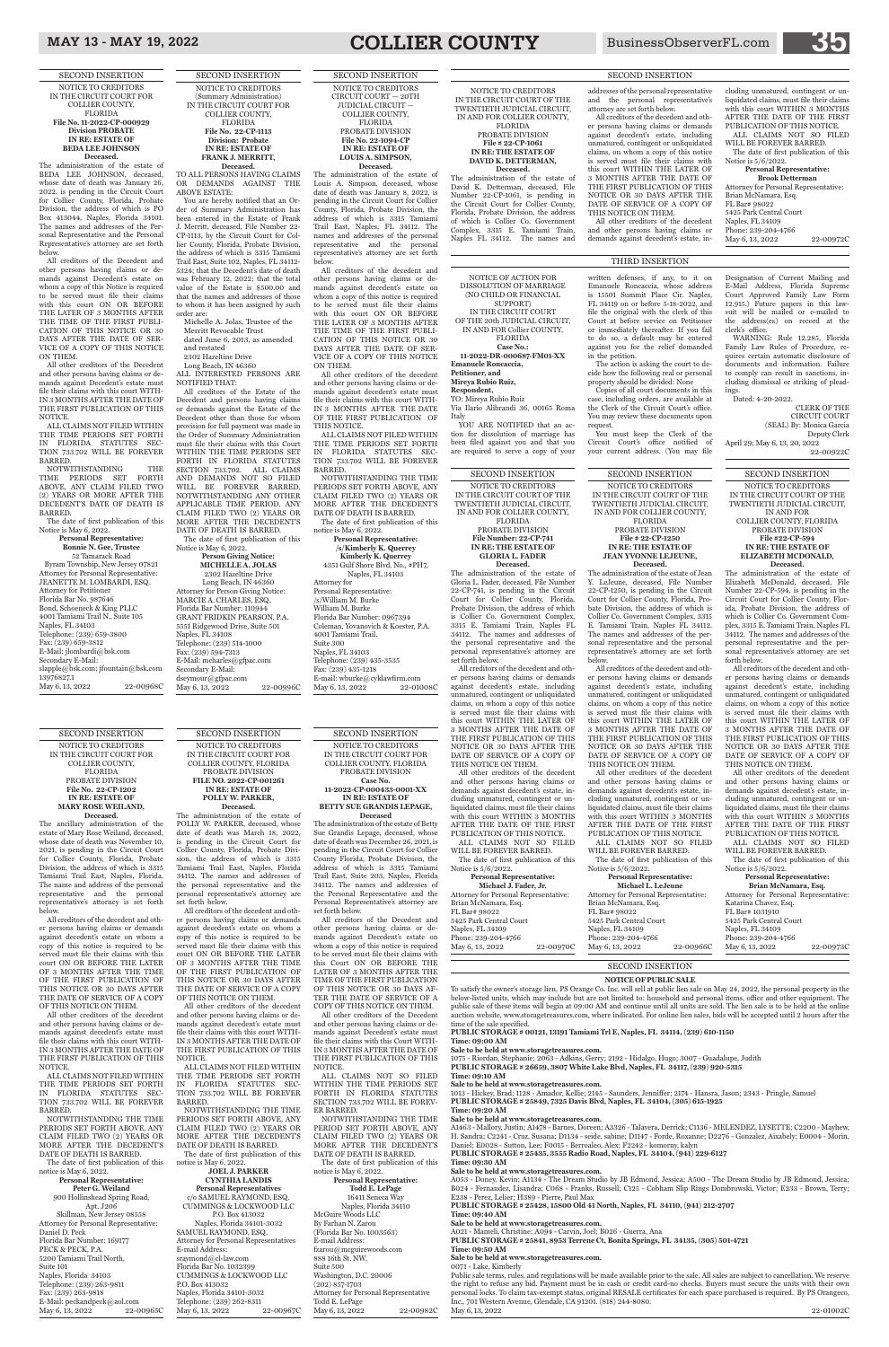SECOND INSERTION

NOTICE TO CREDITORS
IN THE CIRCUIT COURT FOR COLLIER COUNTY, FLORIDA
File No. 11-2022-CP-000929
Division PROBATE
IN RE: ESTATE OF BEDA LEE JOHNSON
Deceased.

The administration of the estate of BEDA LEE JOHNSON, deceased, whose date of death was January 26, 2022, is pending in the Circuit Court for Collier County, Florida, Probate Division, the address of which is PO Box 413044, Naples, Florida 34101. The names and addresses of the Personal Representative and the Personal Representative's attorney are set forth below.

All creditors of the Decedent and other persons having claims or demands against Decedent's estate on whom a copy of this notice is required to be served must file their claims with this court ON OR BEFORE THE LATER OF 3 MONTHS AFTER THE TIME OF THE FIRST PUBLICATION OF THIS NOTICE OR 30 DAYS AFTER THE DATE OF SERVICE OF A COPY OF THIS NOTICE ON THEM.

All other creditors of the Decedent and other persons having claims or demands against Decedent's estate must file their claims with this court WITHIN 3 MONTHS AFTER THE DATE OF THE FIRST PUBLICATION OF THIS NOTICE.

ALL CLAIMS NOT FILED WITHIN THE TIME PERIODS SET FORTH IN FLORIDA STATUTES SECTION 733.702 WILL BE FOREVER BARRED.

NOTWITHSTANDING THE TIME PERIODS SET FORTH ABOVE, ANY CLAIM FILED TWO (2) YEARS OR MORE AFTER THE DECEDENT'S DATE OF DEATH IS BARRED.

The date of first publication of this Notice is May 6, 2022.

**Personal Representative:**
**Bonnie N. Gee, Trustee**
52 Tamarack Road
Byram Township, New Jersey 07821
Attorney for Personal Representative:
JEANETTE M. LOMBARDI, ESQ.
Attorney for Petitioner
Florida Bar No. 987646
Bond, Schoeneck & King PLLC
4001 Tamiami Trail N., Suite 105
Naples, FL 34103
Telephone: (239) 659-3800
Fax: (239) 659-3812
E-Mail: jlombardi@bsk.com
Secondary E-Mail:
slapple@bsk.com; jfountain@bsk.com
13976827.1
May 6, 13, 2022 22-00968C

SECOND INSERTION

NOTICE TO CREDITORS
(Summary Administration)
IN THE CIRCUIT COURT FOR COLLIER COUNTY, FLORIDA
File No. 22-CP-1113
Division: Probate
IN RE: ESTATE OF FRANK J. MERRITT,
Deceased.

TO ALL PERSONS HAVING CLAIMS OR DEMANDS AGAINST THE ABOVE ESTATE:

You are hereby notified that an Order of Summary Administration has been entered in the Estate of Frank J. Merritt, deceased, File Number 22-CP-1113, by the Circuit Court for Collier County, Florida, Probate Division, the address of which is 3315 Tamiami Trail East, Suite 102, Naples, FL 34112-5324; that the Decedent's date of death was February 12, 2022; that the total value of the Estate is $500.00 and that the names and addresses of those to whom it has been assigned by such order are:

Michelle A. Jolas, Trustee of the Merritt Revocable Trust dated June 6, 2013, as amended and restated
2302 Hazeltine Drive
Long Beach, IN 46360

ALL INTERESTED PERSONS ARE NOTIFIED THAT:

All creditors of the Estate of the Decedent and persons having claims or demands against the Estate of the Decedent other than those for whom provision for full payment was made in the Order of Summary Administration must file their claims with this Court WITHIN THE TIME PERIODS SET FORTH IN FLORIDA STATUTES SECTION 733.702. ALL CLAIMS AND DEMANDS NOT SO FILED WILL BE FOREVER BARRED. NOTWITHSTANDING ANY OTHER APPLICABLE TIME PERIOD, ANY CLAIM FILED TWO (2) YEARS OR MORE AFTER THE DECEDENT'S DATE OF DEATH IS BARRED.

The date of first publication of this Notice is May 6, 2022.

**Person Giving Notice:**
**MICHELLE A. JOLAS**
2302 Hazeltine Drive
Long Beach, IN 46360
Attorney for Person Giving Notice:
MARCIE A. CHARLES, ESQ.
Florida Bar Number: 110944
GRANT FRIDKIN PEARSON, P.A.
5551 Ridgewood Drive, Suite 501
Naples, FL 34108
Telephone: (239) 514-1000
Fax: (239) 594-7313
E-Mail: mcharles@gfpac.com
Secondary E-Mail:
dseymour@gfpac.com
May 6, 13, 2022 22-00996C

SECOND INSERTION

NOTICE TO CREDITORS
CIRCUIT COURT — 20TH JUDICIAL CIRCUIT — COLLIER COUNTY, FLORIDA
PROBATE DIVISION
File No. 22-1094-CP
IN RE: ESTATE OF LOUIS A. SIMPSON,
Deceased.

The administration of the estate of Louis A. Simpson, deceased, whose date of death was January 8, 2022, is pending in the Circuit Court for Collier County, Florida, Probate Division, the address of which is 3315 Tamiami Trail East, Naples, FL 34112. The names and addresses of the personal representative and the personal representative's attorney are set forth below.

All creditors of the decedent and other persons having claims or demands against decedent's estate on whom a copy of this notice is required to be served must file their claims with this court ON OR BEFORE THE LATER OF 3 MONTHS AFTER THE TIME OF THE FIRST PUBLICATION OF THIS NOTICE OR 30 DAYS AFTER THE DATE OF SERVICE OF A COPY OF THIS NOTICE ON THEM.

All other creditors of the decedent and other persons having claims or demands against decedent's estate must file their claims with this court WITHIN 3 MONTHS AFTER THE DATE OF THE FIRST PUBLICATION OF THIS NOTICE.

ALL CLAIMS NOT FILED WITHIN THE TIME PERIODS SET FORTH IN FLORIDA STATUTES SECTION 733.702 WILL BE FOREVER BARRED.

NOTWITHSTANDING THE TIME PERIODS SET FORTH ABOVE, ANY CLAIM FILED TWO (2) YEARS OR MORE AFTER THE DECEDENT'S DATE OF DEATH IS BARRED.

The date of first publication of this notice is May 6, 2022.

**Personal Representative:**
**/s/Kimberly K. Querrey**
**Kimberly K. Querrey**
4351 Gulf Shore Blvd. No., #PH7,
Naples, FL 34103
Attorney for Personal Representative:
/s/William M. Burke
William M. Burke
Florida Bar Number: 0967394
Coleman, Yovanovich & Koester, P.A.
4001 Tamiami Trail,
Suite 300
Naples, FL 34103
Telephone: (239) 435-3535
Fax: (239) 435-1218
E-mail: wburke@cyklawfirm.com
May 6, 13, 2022 22-01008C

SECOND INSERTION

NOTICE TO CREDITORS
IN THE CIRCUIT COURT OF THE TWENTIETH JUDICIAL CIRCUIT, IN AND FOR COLLIER COUNTY, FLORIDA
PROBATE DIVISION
File # 22-CP-1061
IN RE: THE ESTATE OF DAVID K. DETTERMAN,
Deceased.

The administration of the estate of David K. Detterman, deceased, File Number 22-CP-1061, is pending in the Circuit Court for Collier County, Florida, Probate Division, the address of which is Collier Co. Government Complex, 3315 E. Tamiami Train, Naples FL 34112. The names and addresses of the personal representative and the personal representative's attorney are set forth below.

All creditors of the decedent and other persons having claims or demands against decedent's estate, including unmatured, contingent or unliquidated claims, on whom a copy of this notice is served must file their claims with this court WITHIN THE LATER OF 3 MONTHS AFTER THE DATE OF THE FIRST PUBLICATION OF THIS NOTICE OR 30 DAYS AFTER THE DATE OF SERVICE OF A COPY OF THIS NOTICE ON THEM.

All other creditors of the decedent and other persons having claims or demands against decedent's estate, including unmatured, contingent or unliquidated claims, must file their claims with this court WITHIN 3 MONTHS AFTER THE DATE OF THE FIRST PUBLICATION OF THIS NOTICE.

ALL CLAIMS NOT SO FILED WILL BE FOREVER BARRED.

The date of first publication of this Notice is 5/6/2022.

**Personal Representative:**
**Brook Detterman**
Attorney for Personal Representative:
Brian McNamara, Esq.
FL Bar# 98022
5425 Park Central Court
Naples, FL 34109
Phone: 239-204-4766
May 6, 13, 2022 22-00972C

THIRD INSERTION

NOTICE OF ACTION FOR DISSOLUTION OF MARRIAGE
(NO CHILD OR FINANCIAL SUPPORT)
IN THE CIRCUIT COURT OF THE 20th JUDICIAL CIRCUIT, IN AND FOR COLLIER COUNTY, FLORIDA
Case No.:
11-2022-DR-000687-FM01-XX
Emanuele Roncaccia,
Petitioner, and
Mireya Rubio Ruiz,
Respondent,

TO: Mireya Rubio Ruiz
Via Ilario Alibrandi 36, 00165 Roma Italy

YOU ARE NOTIFIED that an action for dissolution of marriage has been filed against you and that you are required to serve a copy of your written defenses, if any, to it on Emanuele Roncaccia, whose address is 15501 Summit Place Cir. Naples, FL 34119 on or before 5-18-2022, and file the original with the clerk of this Court at before service on Petitioner or immediately thereafter. If you fail to do so, a default may be entered against you for the relief demanded in the petition.

The action is asking the court to decide how the following real or personal property should be divided: None

Copies of all court documents in this case, including orders, are available at the Clerk of the Circuit Court's office. You may review these documents upon request.

You must keep the Clerk of the Circuit Court's office notified of your current address. (You may file Designation of Current Mailing and E-Mail Address, Florida Supreme Court Approved Family Law Form 12.915.) Future papers in this lawsuit will be mailed or e-mailed to the address(es) on record at the clerk's office.

WARNING: Rule 12.285, Florida Family Law Rules of Procedure, requires certain automatic disclosure of documents and information. Failure to comply can result in sanctions, including dismissal or striking of pleadings.

Dated: 4-20-2022.

CLERK OF THE CIRCUIT COURT
(SEAL) By: Monica Garcia
Deputy Clerk
April 29; May 6, 13, 20, 2022 22-00922C

SECOND INSERTION

NOTICE TO CREDITORS
IN THE CIRCUIT COURT OF THE TWENTIETH JUDICIAL CIRCUIT, IN AND FOR COLLIER COUNTY, FLORIDA
PROBATE DIVISION
File Number: 22-CP-741
IN RE: THE ESTATE OF GLORIA L. FADER
Deceased.

The administration of the estate of Gloria L. Fader, deceased, File Number 22-CP-741, is pending in the Circuit Court for Collier County, Florida, Probate Division, the address of which is Collier Co. Government Complex, 3315 E. Tamiami Train, Naples FL 34112. The names and addresses of the personal representative and the personal representative's attorney are set forth below.

All creditors of the decedent and other persons having claims or demands against decedent's estate, including unmatured, contingent or unliquidated claims, on whom a copy of this notice is served must file their claims with this court WITHIN THE LATER OF 3 MONTHS AFTER THE DATE OF THE FIRST PUBLICATION OF THIS NOTICE OR 30 DAYS AFTER THE DATE OF SERVICE OF A COPY OF THIS NOTICE ON THEM.

All other creditors of the decedent and other persons having claims or demands against decedent's estate, including unmatured, contingent or unliquidated claims, must file their claims with this court WITHIN 3 MONTHS AFTER THE DATE OF THE FIRST PUBLICATION OF THIS NOTICE.

ALL CLAIMS NOT SO FILED WILL BE FOREVER BARRED.

The date of first publication of this Notice is 5/6/2022.

**Personal Representative:**
**Michael J. Fader, Jr.**
Attorney for Personal Representative:
Brian McNamara, Esq.
FL Bar# 98022
5425 Park Central Court
Naples, FL 34109
Phone: 239-204-4766
May 6, 13, 2022 22-00970C

SECOND INSERTION

NOTICE TO CREDITORS
IN THE CIRCUIT COURT OF THE TWENTIETH JUDICIAL CIRCUIT, IN AND FOR COLLIER COUNTY, FLORIDA
PROBATE DIVISION
File # 22-CP-1250
IN RE: THE ESTATE OF JEAN YVONNE LEJEUNE,
Deceased.

The administration of the estate of Jean Y. LeJeune, deceased, File Number 22-CP-1250, is pending in the Circuit Court for Collier County, Florida, Probate Division, the address of which is Collier Co. Government Complex, 3315 E. Tamiami Train, Naples FL 34112. The names and addresses of the personal representative and the personal representative's attorney are set forth below.

All creditors of the decedent and other persons having claims or demands against decedent's estate, including unmatured, contingent or unliquidated claims, on whom a copy of this notice is served must file their claims with this court WITHIN THE LATER OF 3 MONTHS AFTER THE DATE OF THE FIRST PUBLICATION OF THIS NOTICE OR 30 DAYS AFTER THE DATE OF SERVICE OF A COPY OF THIS NOTICE ON THEM.

All other creditors of the decedent and other persons having claims or demands against decedent's estate, including unmatured, contingent or unliquidated claims, must file their claims with this court WITHIN 3 MONTHS AFTER THE DATE OF THE FIRST PUBLICATION OF THIS NOTICE.

ALL CLAIMS NOT SO FILED WILL BE FOREVER BARRED.

The date of first publication of this Notice is 5/6/2022.

**Personal Representative:**
**Michael L. LeJeune**
Attorney for Personal Representative:
Brian McNamara, Esq.
FL Bar# 98022
5425 Park Central Court
Naples, FL 34109
Phone: 239-204-4766
May 6, 13, 2022 22-00966C

SECOND INSERTION

NOTICE TO CREDITORS
IN THE CIRCUIT COURT OF THE TWENTIETH JUDICIAL CIRCUIT, IN AND FOR COLLIER COUNTY, FLORIDA
PROBATE DIVISION
File #22-CP-594
IN RE: THE ESTATE OF ELIZABETH MCDONALD,
Deceased.

The administration of the estate of Elizabeth McDonald, deceased, File Number 22-CP-594, is pending in the Circuit Court for Collier County, Florida, Probate Division, the address of which is Collier Co. Government Complex, 3315 E. Tamiami Train, Naples FL 34112. The names and addresses of the personal representative and the personal representative's attorney are set forth below.

All creditors of the decedent and other persons having claims or demands against decedent's estate, including unmatured, contingent or unliquidated claims, on whom a copy of this notice is served must file their claims with this court WITHIN THE LATER OF 3 MONTHS AFTER THE DATE OF THE FIRST PUBLICATION OF THIS NOTICE OR 30 DAYS AFTER THE DATE OF SERVICE OF A COPY OF THIS NOTICE ON THEM.

All other creditors of the decedent and other persons having claims or demands against decedent's estate, including unmatured, contingent or unliquidated claims, must file their claims with this court WITHIN 3 MONTHS AFTER THE DATE OF THE FIRST PUBLICATION OF THIS NOTICE.

ALL CLAIMS NOT SO FILED WILL BE FOREVER BARRED.

The date of first publication of this Notice is 5/6/2022.

**Personal Representative:**
**Brian McNamara, Esq.**
Attorney for Personal Representative:
Katarina Chavez, Esq.
FL Bar# 1031910
5425 Park Central Court
Naples, FL 34109
Phone: 239-204-4766
May 6, 13, 2022 22-00973C

SECOND INSERTION

NOTICE TO CREDITORS
IN THE CIRCUIT COURT FOR COLLIER COUNTY, FLORIDA
PROBATE DIVISION
File No. 22-CP-1202
IN RE: ESTATE OF MARY ROSE WEILAND,
Deceased.

The ancillary administration of the estate of Mary Rose Weiland, deceased, whose date of death was November 10, 2021, is pending in the Circuit Court for Collier County, Florida, Probate Division, the address of which is 3315 Tamiami Trail East, Naples, Florida. The name and address of the personal representative and the personal representative's attorney is set forth below.

All creditors of the decedent and other persons having claims or demands against decedent's estate on whom a copy of this notice is required to be served must file their claims with this court ON OR BEFORE THE LATER OF 3 MONTHS AFTER THE TIME OF THE FIRST PUBLICATION OF THIS NOTICE OR 30 DAYS AFTER THE DATE OF SERVICE OF A COPY OF THIS NOTICE ON THEM.

All other creditors of the decedent and other persons having claims or demands against decedent's estate must file their claims with this court WITHIN 3 MONTHS AFTER THE DATE OF THE FIRST PUBLICATION OF THIS NOTICE.

ALL CLAIMS NOT FILED WITHIN THE TIME PERIODS SET FORTH IN FLORIDA STATUTES SECTION 733.702 WILL BE FOREVER BARRED.

NOTWITHSTANDING THE TIME PERIODS SET FORTH ABOVE, ANY CLAIM FILED TWO (2) YEARS OR MORE AFTER THE DECEDENT'S DATE OF DEATH IS BARRED.

The date of first publication of this notice is May 6, 2022.

**Personal Representative:**
**Peter G. Weiland**
900 Hollinshead Spring Road, Apt. J206
Skillman, New Jersey 08558
Attorney for Personal Representative:
Daniel D. Peck
Florida Bar Number: 169177
PECK & PECK, P.A.
5200 Tamiami Trail North, Suite 101
Naples, Florida 34103
Telephone: (239) 263-9811
Fax: (239) 263-9818
E-Mail: peckandpeck@aol.com
May 6, 13, 2022 22-00965C

SECOND INSERTION

NOTICE TO CREDITORS
IN THE CIRCUIT COURT FOR COLLIER COUNTY, FLORIDA
PROBATE DIVISION
FILE NO. 2022-CP-001261
IN RE: ESTATE OF POLLY W. PARKER,
Deceased.

The administration of the estate of POLLY W. PARKER, deceased, whose date of death was March 18, 2022, is pending in the Circuit Court for Collier County, Florida, Probate Division, the address of which is 3315 Tamiami Trail East, Naples, Florida 34112. The names and addresses of the personal representatives and the personal representatives' attorney are set forth below.

All creditors of the decedent and other persons having claims or demands against decedent's estate on whom a copy of this notice is required to be served must file their claims with this court ON OR BEFORE THE LATER OF 3 MONTHS AFTER THE TIME OF THE FIRST PUBLICATION OF THIS NOTICE OR 30 DAYS AFTER THE DATE OF SERVICE OF A COPY OF THIS NOTICE ON THEM.

All other creditors of the decedent and other persons having claims or demands against decedent's estate must file their claims with this court WITHIN 3 MONTHS AFTER THE DATE OF THE FIRST PUBLICATION OF THIS NOTICE.

ALL CLAIMS NOT FILED WITHIN THE TIME PERIODS SET FORTH IN FLORIDA STATUTES SECTION 733.702 WILL BE FOREVER BARRED.

NOTWITHSTANDING THE TIME PERIODS SET FORTH ABOVE, ANY CLAIM FILED TWO (2) YEARS OR MORE AFTER THE DECEDENT'S DATE OF DEATH IS BARRED.

The date of first publication of this notice is May 6, 2022.

**JOEL J. PARKER**
**CYNTHIA LANDIS**
**Personal Representatives**
c/o SAMUEL RAYMOND, ESQ.
CUMMINGS & LOCKWOOD LLC
P.O. Box 413032
Naples, Florida 34101-3032
SAMUEL RAYMOND, ESQ.
Attorney for Personal Representatives
E-mail Address:
sraymond@cl-law.com
Florida Bar No. 1032399
CUMMINGS & LOCKWOOD LLC
P.O. Box 413032
Naples, Florida 34101-3032
Telephone: (239) 262-8311
May 6, 13, 2022 22-00967C

SECOND INSERTION

NOTICE TO CREDITORS
IN THE CIRCUIT COURT FOR COLLIER COUNTY, FLORIDA
PROBATE DIVISION
Case No.
11-2022-CP-000433-0001-XX
IN RE: ESTATE OF BETTY SUE GRANDIS LEPAGE,
Deceased

The administration of the estate of Betty Sue Grandis Lepage, deceased, whose date of death was December 26, 2021, is pending in the Circuit Court for Collier County Florida, Probate Division, the address of which is 3315 Tamiami Trail East, Suite 203, Naples, Florida 34112. The names and addresses of the Personal Representative and the Personal Representative's attorney are set forth below.

All creditors of the Decedent and other persons having claims or demands against Decedent's estate on whom a copy of this notice is required to be served must file their claims with this Court ON OR BEFORE THE LATER OF 3 MONTHS AFTER THE TIME OF THE FIRST PUBLICATION OF THIS NOTICE OR 30 DAYS AFTER THE DATE OF SERVICE OF A COPY OF THIS NOTICE ON THEM.

All other creditors of the Decedent and other persons having claims or demands against Decedent's estate must file their claims with this Court WITHIN 3 MONTHS AFTER THE DATE OF THE FIRST PUBLICATION OF THIS NOTICE.

ALL CLAIMS NOT SO FILED WITHIN THE TIME PERIODS SET FORTH IN FLORIDA STATUTES SECTION 733.702 WILL BE FOREVER BARRED.

NOTWITHSTANDING THE TIME PERIOD SET FORTH ABOVE, ANY CLAIM FILED TWO (2) YEARS OR MORE AFTER THE DECEDENT'S DATE OF DEATH IS BARRED.

The date of first publication of this notice is May 6, 2022.

**Personal Representative:**
**Todd E. LePage**
16411 Seneca Way
Naples, Florida 34110
McGuire Woods LLC
By Farhan N. Zarou
(Florida Bar No. 1003563)
E-mail Address:
fzarou@mcguirewoods.com
888 16th St. NW, Suite 500
Washington, D.C. 20006
(202) 857-1703
Attorney for Personal Representative
Todd E. LePage
May 6, 13, 2022 22-00982C

SECOND INSERTION

**NOTICE OF PUBLIC SALE**

To satisfy the owner's storage lien, PS Orange Co. Inc. will sell at public lien sale on May 24, 2022, the personal property in the below-listed units, which may include but are not limited to: household and personal items, office and other equipment. The public sale of these items will begin at 09:00 AM and continue until all units are sold. The lien sale is to be held at the online auction website, www.storagetreasures.com, where indicated. For online lien sales, bids will be accepted until 2 hours after the time of the sale specified.

**PUBLIC STORAGE # 00121, 13191 Tamiami Trl E, Naples, FL 34114, (239) 610-1150**
**Time: 09:00 AM**
**Sale to be held at www.storagetreasures.com.**
1075 - Riordan, Stephanie; 2063 - Adkins, Gerry; 2192 - Hidalgo, Hugo; 3007 - Guadalupe, Judith

**PUBLIC STORAGE # 26659, 3807 White Lake Blvd, Naples, FL 34117, (239) 920-5315**
**Time: 09:10 AM**
**Sale to be held at www.storagetreasures.com.**
1013 - Hickey, Brad; 1128 - Amador, Kellie; 2145 - Saunders, Jenniffer; 2174 - Hanna, Jason; 2343 - Pringle, Samuel

**PUBLIC STORAGE # 25849, 7325 Davis Blvd, Naples, FL 34104, (305) 615-1925**
**Time: 09:20 AM**
**Sale to be held at www.storagetreasures.com.**
A1463 - Mallory, Justin; A1478 - Barnes, Doreen; A3326 - Talavera, Derrick; C1136 - MELENDEZ, LYSETTE; C2200 - Mayhew, H. Sandra; C2241 - Cruz, Susana; D1134 - seide, sabine; D1147 - Forde, Roxanne; D2276 - Gonzalez, Aixabely; E0004 - Morin, Daniel; E0028 - Sutton, Lee; F0015 - Berroaleo, Alex; F2242 - komorny, kalyn

**PUBLIC STORAGE # 25435, 3555 Radio Road, Naples, FL 34104, (941) 229-6127**
**Time: 09:30 AM**
**Sale to be held at www.storagetreasures.com.**
A053 - Doney, Kevin; A1134 - The Dream Studio by JB Edmond, Jessica; A500 - The Dream Studio by JB Edmond, Jessica; B024 - Fernandez, Lisandra; C068 - Franks, Russell; C125 - Cobham Slip Rings Dombrowski, Victor; E233 - Brown, Terry; E238 - Perez, Lelier; H389 - Pierre, Paul Max

**PUBLIC STORAGE # 25428, 15800 Old 41 North, Naples, FL 34110, (941) 212-2707**
**Time: 09:40 AM**
**Sale to be held at www.storagetreasures.com.**
A021 - Mameli, Christine; A094 - Carvin, Joel; B026 - Guerra, Ana

**PUBLIC STORAGE # 25841, 8953 Terrene Ct, Bonita Springs, FL 34135, (305) 501-4721**
**Time: 09:50 AM**
**Sale to be held at www.storagetreasures.com.**
0071 - Lake, Kimberly

Public sale terms, rules, and regulations will be made available prior to the sale. All sales are subject to cancellation. We reserve the right to refuse any bid. Payment must be in cash or credit card-no checks. Buyers must secure the units with their own personal locks. To claim tax-exempt status, original RESALE certificates for each space purchased is required. By PS Orangeco, Inc., 701 Western Avenue, Glendale, CA 91201. (818) 244-8080.

May 13, 2022 22-01002C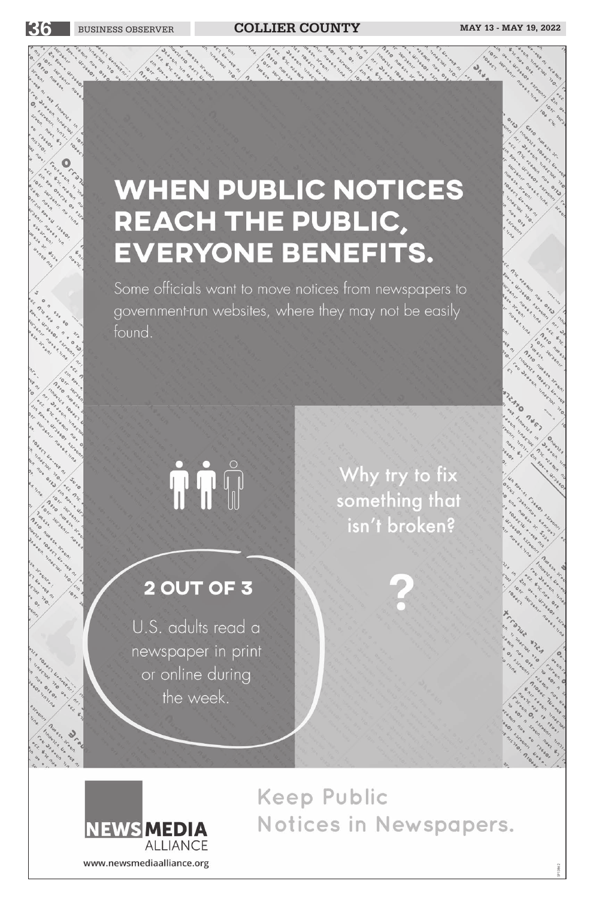# WHEN PUBLIC NOTICES REACH THE PUBLIC, EVERYONE BENEFITS.

Some officials want to move notices from newspapers to government-run websites, where they may not be easily found.

## 2 OUT OF 3

U.S. adults read a newspaper in print or online during the week.

Why try to fix something that isn't broken?

?

NEWS MEDIA ALLIANCE

www.newsmediaalliance.org

Keep Public Notices in Newspapers.